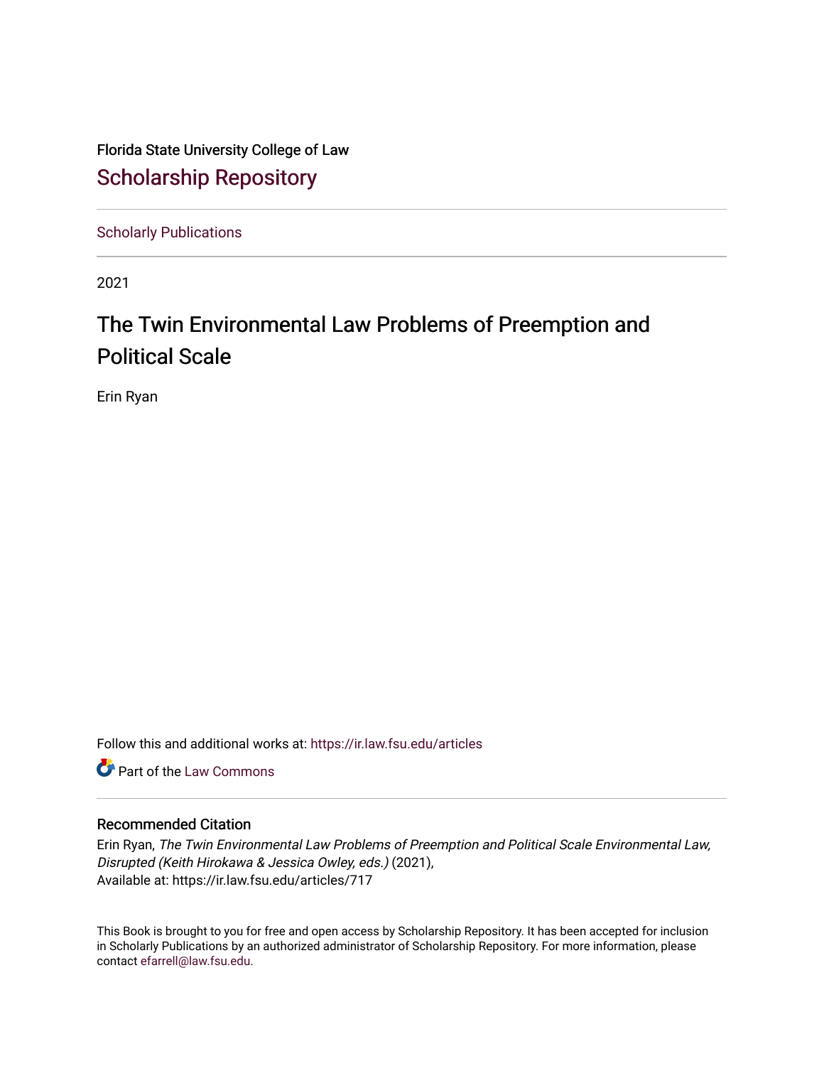Florida State University College of Law

# Scholarship Repository

Scholarly Publications

2021

## The Twin Environmental Law Problems of Preemption and Political Scale

Erin Ryan

Follow this and additional works at: https://ir.law.fsu.edu/articles

Part of the Law Commons

### Recommended Citation

Erin Ryan, *The Twin Environmental Law Problems of Preemption and Political Scale Environmental Law, Disrupted (Keith Hirokawa & Jessica Owley, eds.)* (2021),
Available at: https://ir.law.fsu.edu/articles/717

This Book is brought to you for free and open access by Scholarship Repository. It has been accepted for inclusion in Scholarly Publications by an authorized administrator of Scholarship Repository. For more information, please contact efarrell@law.fsu.edu.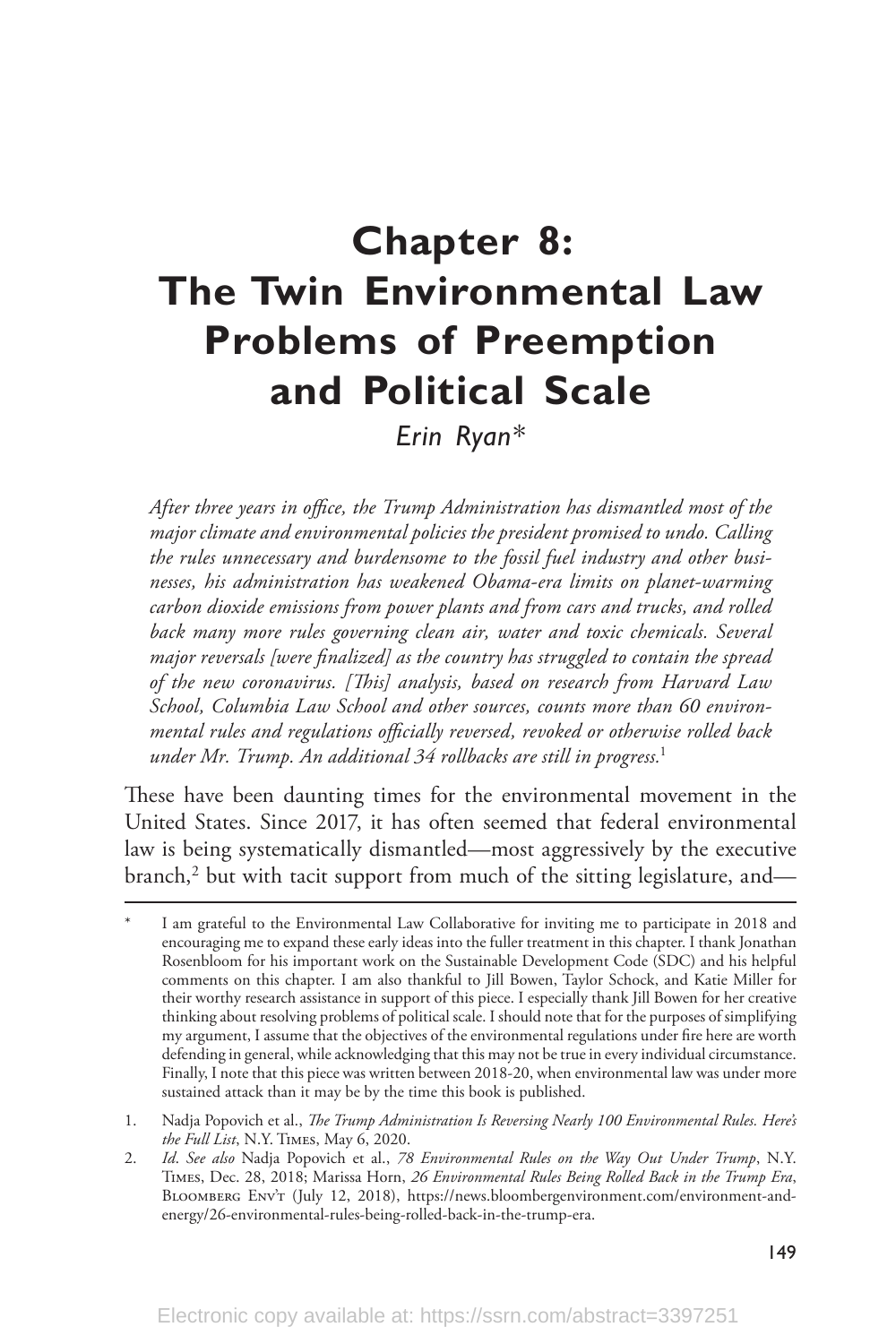# Chapter 8: The Twin Environmental Law Problems of Preemption and Political Scale

*Erin Ryan\**

*After three years in office, the Trump Administration has dismantled most of the major climate and environmental policies the president promised to undo. Calling the rules unnecessary and burdensome to the fossil fuel industry and other businesses, his administration has weakened Obama-era limits on planet-warming carbon dioxide emissions from power plants and from cars and trucks, and rolled back many more rules governing clean air, water and toxic chemicals. Several major reversals [were finalized] as the country has struggled to contain the spread of the new coronavirus. [This] analysis, based on research from Harvard Law School, Columbia Law School and other sources, counts more than 60 environmental rules and regulations officially reversed, revoked or otherwise rolled back under Mr. Trump. An additional 34 rollbacks are still in progress.*[1]

These have been daunting times for the environmental movement in the United States. Since 2017, it has often seemed that federal environmental law is being systematically dismantled—most aggressively by the executive branch,[2] but with tacit support from much of the sitting legislature, and—

---

\* I am grateful to the Environmental Law Collaborative for inviting me to participate in 2018 and encouraging me to expand these early ideas into the fuller treatment in this chapter. I thank Jonathan Rosenbloom for his important work on the Sustainable Development Code (SDC) and his helpful comments on this chapter. I am also thankful to Jill Bowen, Taylor Schock, and Katie Miller for their worthy research assistance in support of this piece. I especially thank Jill Bowen for her creative thinking about resolving problems of political scale. I should note that for the purposes of simplifying my argument, I assume that the objectives of the environmental regulations under fire here are worth defending in general, while acknowledging that this may not be true in every individual circumstance. Finally, I note that this piece was written between 2018-20, when environmental law was under more sustained attack than it may be by the time this book is published.

1. Nadja Popovich et al., *The Trump Administration Is Reversing Nearly 100 Environmental Rules. Here's the Full List*, N.Y. Times, May 6, 2020.

2. *Id. See also* Nadja Popovich et al., *78 Environmental Rules on the Way Out Under Trump*, N.Y. Times, Dec. 28, 2018; Marissa Horn, *26 Environmental Rules Being Rolled Back in the Trump Era*, Bloomberg Env't (July 12, 2018), https://news.bloombergenvironment.com/environment-and-energy/26-environmental-rules-being-rolled-back-in-the-trump-era.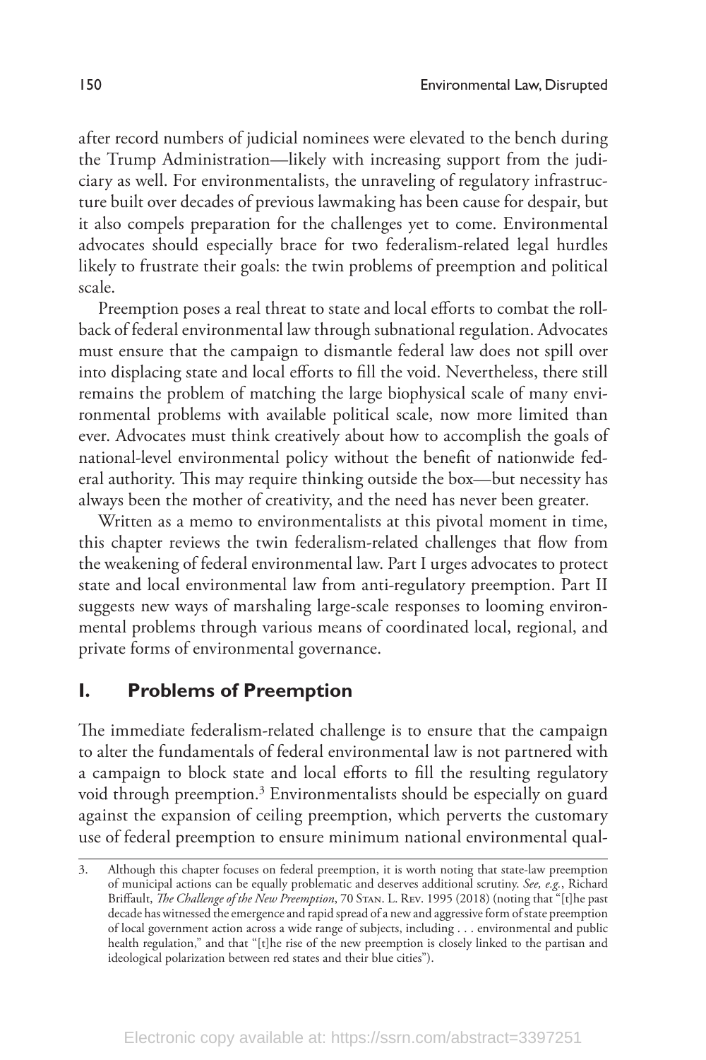after record numbers of judicial nominees were elevated to the bench during the Trump Administration—likely with increasing support from the judiciary as well. For environmentalists, the unraveling of regulatory infrastructure built over decades of previous lawmaking has been cause for despair, but it also compels preparation for the challenges yet to come. Environmental advocates should especially brace for two federalism-related legal hurdles likely to frustrate their goals: the twin problems of preemption and political scale.

Preemption poses a real threat to state and local efforts to combat the rollback of federal environmental law through subnational regulation. Advocates must ensure that the campaign to dismantle federal law does not spill over into displacing state and local efforts to fill the void. Nevertheless, there still remains the problem of matching the large biophysical scale of many environmental problems with available political scale, now more limited than ever. Advocates must think creatively about how to accomplish the goals of national-level environmental policy without the benefit of nationwide federal authority. This may require thinking outside the box—but necessity has always been the mother of creativity, and the need has never been greater.

Written as a memo to environmentalists at this pivotal moment in time, this chapter reviews the twin federalism-related challenges that flow from the weakening of federal environmental law. Part I urges advocates to protect state and local environmental law from anti-regulatory preemption. Part II suggests new ways of marshaling large-scale responses to looming environmental problems through various means of coordinated local, regional, and private forms of environmental governance.

## I. Problems of Preemption

The immediate federalism-related challenge is to ensure that the campaign to alter the fundamentals of federal environmental law is not partnered with a campaign to block state and local efforts to fill the resulting regulatory void through preemption.[3] Environmentalists should be especially on guard against the expansion of ceiling preemption, which perverts the customary use of federal preemption to ensure minimum national environmental qual-

3. Although this chapter focuses on federal preemption, it is worth noting that state-law preemption of municipal actions can be equally problematic and deserves additional scrutiny. *See, e.g.*, Richard Briffault, *The Challenge of the New Preemption*, 70 Stan. L. Rev. 1995 (2018) (noting that "[t]he past decade has witnessed the emergence and rapid spread of a new and aggressive form of state preemption of local government action across a wide range of subjects, including . . . environmental and public health regulation," and that "[t]he rise of the new preemption is closely linked to the partisan and ideological polarization between red states and their blue cities").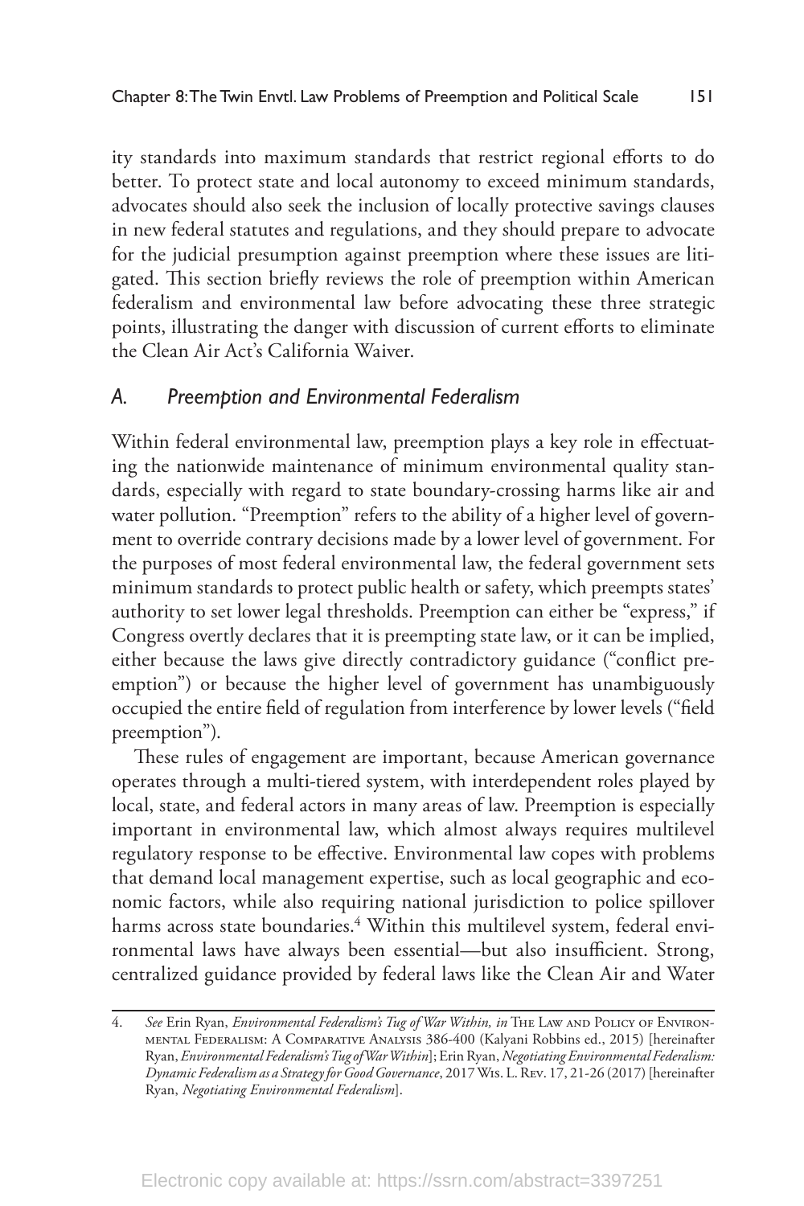ity standards into maximum standards that restrict regional efforts to do better. To protect state and local autonomy to exceed minimum standards, advocates should also seek the inclusion of locally protective savings clauses in new federal statutes and regulations, and they should prepare to advocate for the judicial presumption against preemption where these issues are litigated. This section briefly reviews the role of preemption within American federalism and environmental law before advocating these three strategic points, illustrating the danger with discussion of current efforts to eliminate the Clean Air Act's California Waiver.

### *A. Preemption and Environmental Federalism*

Within federal environmental law, preemption plays a key role in effectuating the nationwide maintenance of minimum environmental quality standards, especially with regard to state boundary-crossing harms like air and water pollution. "Preemption" refers to the ability of a higher level of government to override contrary decisions made by a lower level of government. For the purposes of most federal environmental law, the federal government sets minimum standards to protect public health or safety, which preempts states' authority to set lower legal thresholds. Preemption can either be "express," if Congress overtly declares that it is preempting state law, or it can be implied, either because the laws give directly contradictory guidance ("conflict preemption") or because the higher level of government has unambiguously occupied the entire field of regulation from interference by lower levels ("field preemption").

These rules of engagement are important, because American governance operates through a multi-tiered system, with interdependent roles played by local, state, and federal actors in many areas of law. Preemption is especially important in environmental law, which almost always requires multilevel regulatory response to be effective. Environmental law copes with problems that demand local management expertise, such as local geographic and economic factors, while also requiring national jurisdiction to police spillover harms across state boundaries.[4] Within this multilevel system, federal environmental laws have always been essential—but also insufficient. Strong, centralized guidance provided by federal laws like the Clean Air and Water

4. *See* Erin Ryan, *Environmental Federalism's Tug of War Within, in* The Law and Policy of Environmental Federalism: A Comparative Analysis 386-400 (Kalyani Robbins ed., 2015) [hereinafter Ryan, *Environmental Federalism's Tug of War Within*]; Erin Ryan, *Negotiating Environmental Federalism: Dynamic Federalism as a Strategy for Good Governance*, 2017 Wis. L. Rev. 17, 21-26 (2017) [hereinafter Ryan, *Negotiating Environmental Federalism*].

Electronic copy available at: https://ssrn.com/abstract=3397251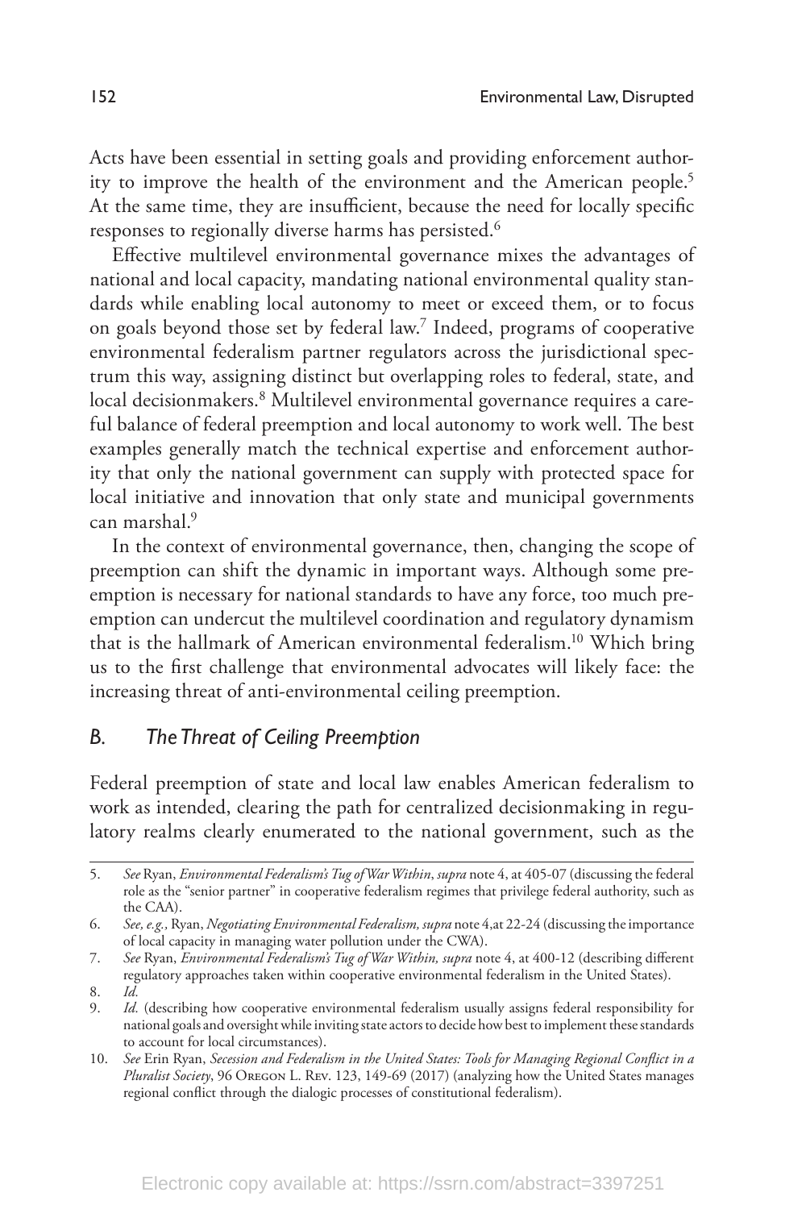Acts have been essential in setting goals and providing enforcement authority to improve the health of the environment and the American people.[5] At the same time, they are insufficient, because the need for locally specific responses to regionally diverse harms has persisted.[6]

Effective multilevel environmental governance mixes the advantages of national and local capacity, mandating national environmental quality standards while enabling local autonomy to meet or exceed them, or to focus on goals beyond those set by federal law.[7] Indeed, programs of cooperative environmental federalism partner regulators across the jurisdictional spectrum this way, assigning distinct but overlapping roles to federal, state, and local decisionmakers.[8] Multilevel environmental governance requires a careful balance of federal preemption and local autonomy to work well. The best examples generally match the technical expertise and enforcement authority that only the national government can supply with protected space for local initiative and innovation that only state and municipal governments can marshal.[9]

In the context of environmental governance, then, changing the scope of preemption can shift the dynamic in important ways. Although some preemption is necessary for national standards to have any force, too much preemption can undercut the multilevel coordination and regulatory dynamism that is the hallmark of American environmental federalism.[10] Which bring us to the first challenge that environmental advocates will likely face: the increasing threat of anti-environmental ceiling preemption.

## *B. The Threat of Ceiling Preemption*

Federal preemption of state and local law enables American federalism to work as intended, clearing the path for centralized decisionmaking in regulatory realms clearly enumerated to the national government, such as the

---

5. *See* Ryan, *Environmental Federalism's Tug of War Within*, *supra* note 4, at 405-07 (discussing the federal role as the "senior partner" in cooperative federalism regimes that privilege federal authority, such as the CAA).
6. *See, e.g.,* Ryan, *Negotiating Environmental Federalism, supra* note 4,at 22-24 (discussing the importance of local capacity in managing water pollution under the CWA).
7. *See* Ryan, *Environmental Federalism's Tug of War Within, supra* note 4, at 400-12 (describing different regulatory approaches taken within cooperative environmental federalism in the United States).
8. *Id.*
9. *Id.* (describing how cooperative environmental federalism usually assigns federal responsibility for national goals and oversight while inviting state actors to decide how best to implement these standards to account for local circumstances).
10. *See* Erin Ryan, *Secession and Federalism in the United States: Tools for Managing Regional Conflict in a Pluralist Society*, 96 Oregon L. Rev. 123, 149-69 (2017) (analyzing how the United States manages regional conflict through the dialogic processes of constitutional federalism).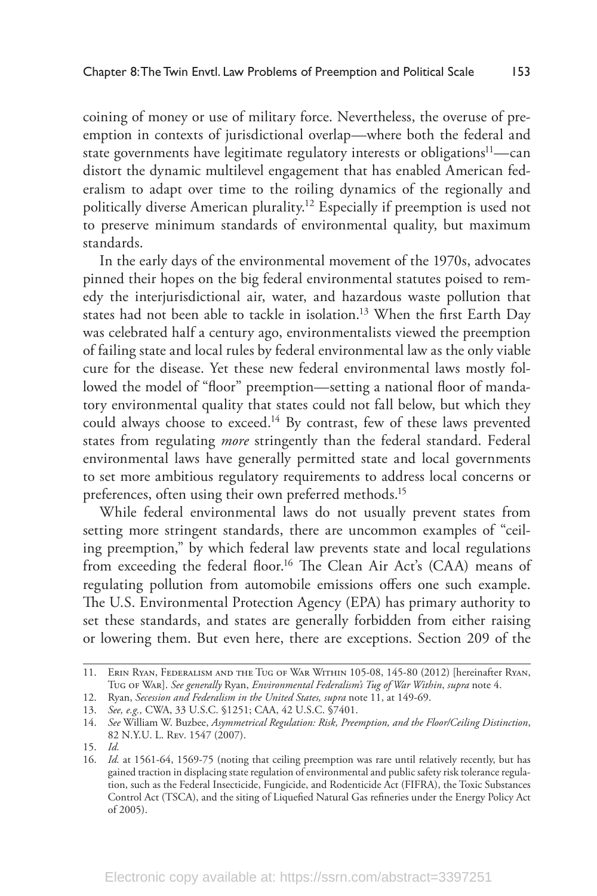coining of money or use of military force. Nevertheless, the overuse of preemption in contexts of jurisdictional overlap—where both the federal and state governments have legitimate regulatory interests or obligations[11]—can distort the dynamic multilevel engagement that has enabled American federalism to adapt over time to the roiling dynamics of the regionally and politically diverse American plurality.[12] Especially if preemption is used not to preserve minimum standards of environmental quality, but maximum standards.

In the early days of the environmental movement of the 1970s, advocates pinned their hopes on the big federal environmental statutes poised to remedy the interjurisdictional air, water, and hazardous waste pollution that states had not been able to tackle in isolation.[13] When the first Earth Day was celebrated half a century ago, environmentalists viewed the preemption of failing state and local rules by federal environmental law as the only viable cure for the disease. Yet these new federal environmental laws mostly followed the model of "floor" preemption—setting a national floor of mandatory environmental quality that states could not fall below, but which they could always choose to exceed.[14] By contrast, few of these laws prevented states from regulating *more* stringently than the federal standard. Federal environmental laws have generally permitted state and local governments to set more ambitious regulatory requirements to address local concerns or preferences, often using their own preferred methods.[15]

While federal environmental laws do not usually prevent states from setting more stringent standards, there are uncommon examples of "ceiling preemption," by which federal law prevents state and local regulations from exceeding the federal floor.[16] The Clean Air Act's (CAA) means of regulating pollution from automobile emissions offers one such example. The U.S. Environmental Protection Agency (EPA) has primary authority to set these standards, and states are generally forbidden from either raising or lowering them. But even here, there are exceptions. Section 209 of the

---

11. Erin Ryan, Federalism and the Tug of War Within 105-08, 145-80 (2012) [hereinafter Ryan, Tug of War]. *See generally* Ryan, *Environmental Federalism's Tug of War Within*, *supra* note 4.
12. Ryan, *Secession and Federalism in the United States, supra* note 11, at 149-69.
13. *See, e.g.,* CWA, 33 U.S.C. §1251; CAA, 42 U.S.C. §7401.
14. *See* William W. Buzbee, *Asymmetrical Regulation: Risk, Preemption, and the Floor/Ceiling Distinction*, 82 N.Y.U. L. Rev. 1547 (2007).
15. *Id.*
16. *Id.* at 1561-64, 1569-75 (noting that ceiling preemption was rare until relatively recently, but has gained traction in displacing state regulation of environmental and public safety risk tolerance regulation, such as the Federal Insecticide, Fungicide, and Rodenticide Act (FIFRA), the Toxic Substances Control Act (TSCA), and the siting of Liquefied Natural Gas refineries under the Energy Policy Act of 2005).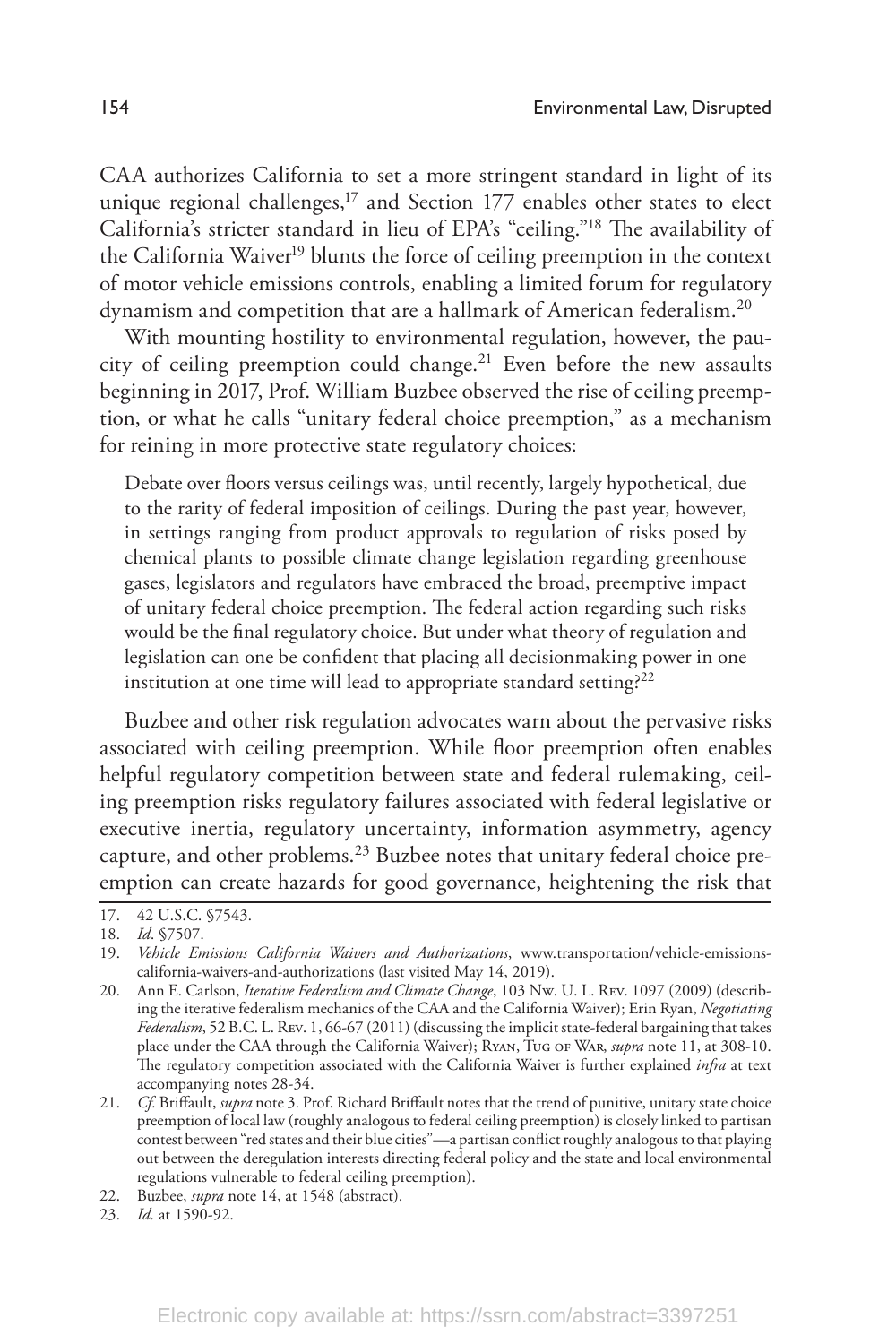CAA authorizes California to set a more stringent standard in light of its unique regional challenges,[17] and Section 177 enables other states to elect California's stricter standard in lieu of EPA's "ceiling."[18] The availability of the California Waiver[19] blunts the force of ceiling preemption in the context of motor vehicle emissions controls, enabling a limited forum for regulatory dynamism and competition that are a hallmark of American federalism.[20]

With mounting hostility to environmental regulation, however, the paucity of ceiling preemption could change.[21] Even before the new assaults beginning in 2017, Prof. William Buzbee observed the rise of ceiling preemption, or what he calls "unitary federal choice preemption," as a mechanism for reining in more protective state regulatory choices:

> Debate over floors versus ceilings was, until recently, largely hypothetical, due to the rarity of federal imposition of ceilings. During the past year, however, in settings ranging from product approvals to regulation of risks posed by chemical plants to possible climate change legislation regarding greenhouse gases, legislators and regulators have embraced the broad, preemptive impact of unitary federal choice preemption. The federal action regarding such risks would be the final regulatory choice. But under what theory of regulation and legislation can one be confident that placing all decisionmaking power in one institution at one time will lead to appropriate standard setting?[22]

Buzbee and other risk regulation advocates warn about the pervasive risks associated with ceiling preemption. While floor preemption often enables helpful regulatory competition between state and federal rulemaking, ceiling preemption risks regulatory failures associated with federal legislative or executive inertia, regulatory uncertainty, information asymmetry, agency capture, and other problems.[23] Buzbee notes that unitary federal choice preemption can create hazards for good governance, heightening the risk that

---

17. 42 U.S.C. §7543.
18. *Id*. §7507.
19. *Vehicle Emissions California Waivers and Authorizations*, www.transportation/vehicle-emissions-california-waivers-and-authorizations (last visited May 14, 2019).
20. Ann E. Carlson, *Iterative Federalism and Climate Change*, 103 Nw. U. L. Rev. 1097 (2009) (describing the iterative federalism mechanics of the CAA and the California Waiver); Erin Ryan, *Negotiating Federalism*, 52 B.C. L. Rev. 1, 66-67 (2011) (discussing the implicit state-federal bargaining that takes place under the CAA through the California Waiver); Ryan, Tug of War, *supra* note 11, at 308-10. The regulatory competition associated with the California Waiver is further explained *infra* at text accompanying notes 28-34.
21. *Cf.* Briffault, *supra* note 3. Prof. Richard Briffault notes that the trend of punitive, unitary state choice preemption of local law (roughly analogous to federal ceiling preemption) is closely linked to partisan contest between "red states and their blue cities"—a partisan conflict roughly analogous to that playing out between the deregulation interests directing federal policy and the state and local environmental regulations vulnerable to federal ceiling preemption).
22. Buzbee, *supra* note 14, at 1548 (abstract).
23. *Id.* at 1590-92.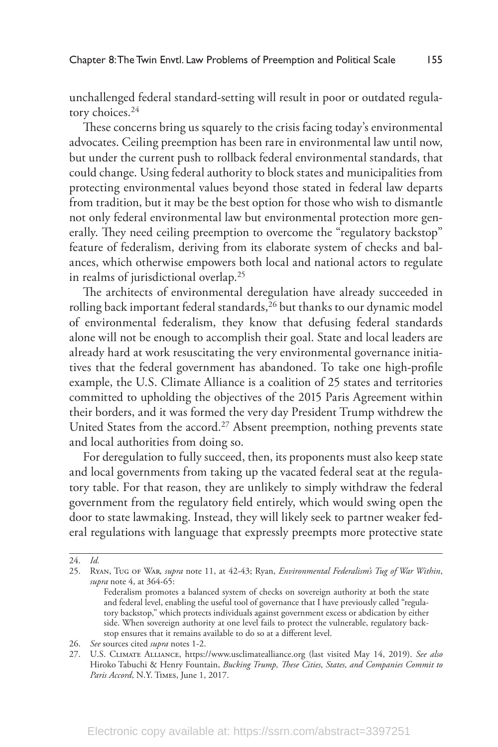unchallenged federal standard-setting will result in poor or outdated regulatory choices.[24]

These concerns bring us squarely to the crisis facing today's environmental advocates. Ceiling preemption has been rare in environmental law until now, but under the current push to rollback federal environmental standards, that could change. Using federal authority to block states and municipalities from protecting environmental values beyond those stated in federal law departs from tradition, but it may be the best option for those who wish to dismantle not only federal environmental law but environmental protection more generally. They need ceiling preemption to overcome the "regulatory backstop" feature of federalism, deriving from its elaborate system of checks and balances, which otherwise empowers both local and national actors to regulate in realms of jurisdictional overlap.[25]

The architects of environmental deregulation have already succeeded in rolling back important federal standards,[26] but thanks to our dynamic model of environmental federalism, they know that defusing federal standards alone will not be enough to accomplish their goal. State and local leaders are already hard at work resuscitating the very environmental governance initiatives that the federal government has abandoned. To take one high-profile example, the U.S. Climate Alliance is a coalition of 25 states and territories committed to upholding the objectives of the 2015 Paris Agreement within their borders, and it was formed the very day President Trump withdrew the United States from the accord.[27] Absent preemption, nothing prevents state and local authorities from doing so.

For deregulation to fully succeed, then, its proponents must also keep state and local governments from taking up the vacated federal seat at the regulatory table. For that reason, they are unlikely to simply withdraw the federal government from the regulatory field entirely, which would swing open the door to state lawmaking. Instead, they will likely seek to partner weaker federal regulations with language that expressly preempts more protective state

---

24. *Id.*

25. Ryan, Tug of War, *supra* note 11, at 42-43; Ryan, *Environmental Federalism's Tug of War Within*, *supra* note 4, at 364-65:

> Federalism promotes a balanced system of checks on sovereign authority at both the state and federal level, enabling the useful tool of governance that I have previously called "regulatory backstop," which protects individuals against government excess or abdication by either side. When sovereign authority at one level fails to protect the vulnerable, regulatory backstop ensures that it remains available to do so at a different level.

26. *See* sources cited *supra* notes 1-2.

27. U.S. Climate Alliance, https://www.usclimatealliance.org (last visited May 14, 2019). *See also* Hiroko Tabuchi & Henry Fountain, *Bucking Trump, These Cities, States, and Companies Commit to Paris Accord*, N.Y. Times, June 1, 2017.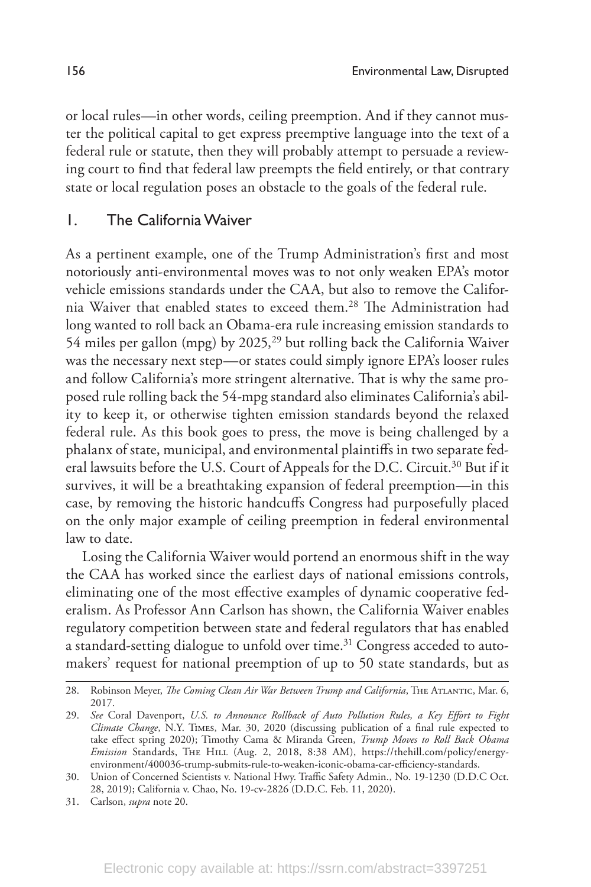or local rules—in other words, ceiling preemption. And if they cannot muster the political capital to get express preemptive language into the text of a federal rule or statute, then they will probably attempt to persuade a reviewing court to find that federal law preempts the field entirely, or that contrary state or local regulation poses an obstacle to the goals of the federal rule.

### 1. The California Waiver

As a pertinent example, one of the Trump Administration's first and most notoriously anti-environmental moves was to not only weaken EPA's motor vehicle emissions standards under the CAA, but also to remove the California Waiver that enabled states to exceed them.[28] The Administration had long wanted to roll back an Obama-era rule increasing emission standards to 54 miles per gallon (mpg) by 2025,[29] but rolling back the California Waiver was the necessary next step—or states could simply ignore EPA's looser rules and follow California's more stringent alternative. That is why the same proposed rule rolling back the 54-mpg standard also eliminates California's ability to keep it, or otherwise tighten emission standards beyond the relaxed federal rule. As this book goes to press, the move is being challenged by a phalanx of state, municipal, and environmental plaintiffs in two separate federal lawsuits before the U.S. Court of Appeals for the D.C. Circuit.[30] But if it survives, it will be a breathtaking expansion of federal preemption—in this case, by removing the historic handcuffs Congress had purposefully placed on the only major example of ceiling preemption in federal environmental law to date.

Losing the California Waiver would portend an enormous shift in the way the CAA has worked since the earliest days of national emissions controls, eliminating one of the most effective examples of dynamic cooperative federalism. As Professor Ann Carlson has shown, the California Waiver enables regulatory competition between state and federal regulators that has enabled a standard-setting dialogue to unfold over time.[31] Congress acceded to automakers' request for national preemption of up to 50 state standards, but as

---

28. Robinson Meyer, *The Coming Clean Air War Between Trump and California*, The Atlantic, Mar. 6, 2017.

29. *See* Coral Davenport, *U.S. to Announce Rollback of Auto Pollution Rules, a Key Effort to Fight Climate Change*, N.Y. Times, Mar. 30, 2020 (discussing publication of a final rule expected to take effect spring 2020); Timothy Cama & Miranda Green, *Trump Moves to Roll Back Obama Emission* Standards, The Hill (Aug. 2, 2018, 8:38 AM), https://thehill.com/policy/energy-environment/400036-trump-submits-rule-to-weaken-iconic-obama-car-efficiency-standards.

30. Union of Concerned Scientists v. National Hwy. Traffic Safety Admin., No. 19-1230 (D.D.C Oct. 28, 2019); California v. Chao, No. 19-cv-2826 (D.D.C. Feb. 11, 2020).

31. Carlson, *supra* note 20.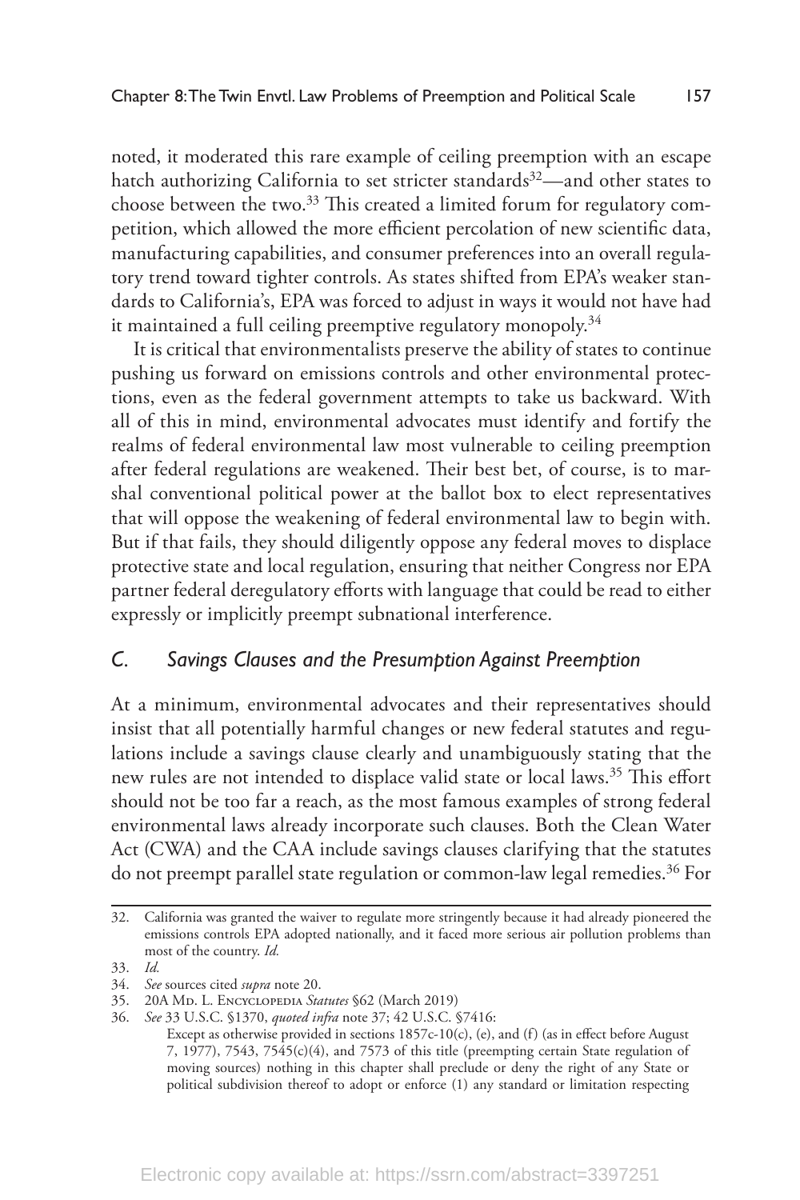noted, it moderated this rare example of ceiling preemption with an escape hatch authorizing California to set stricter standards[32]—and other states to choose between the two.[33] This created a limited forum for regulatory competition, which allowed the more efficient percolation of new scientific data, manufacturing capabilities, and consumer preferences into an overall regulatory trend toward tighter controls. As states shifted from EPA's weaker standards to California's, EPA was forced to adjust in ways it would not have had it maintained a full ceiling preemptive regulatory monopoly.[34]

It is critical that environmentalists preserve the ability of states to continue pushing us forward on emissions controls and other environmental protections, even as the federal government attempts to take us backward. With all of this in mind, environmental advocates must identify and fortify the realms of federal environmental law most vulnerable to ceiling preemption after federal regulations are weakened. Their best bet, of course, is to marshal conventional political power at the ballot box to elect representatives that will oppose the weakening of federal environmental law to begin with. But if that fails, they should diligently oppose any federal moves to displace protective state and local regulation, ensuring that neither Congress nor EPA partner federal deregulatory efforts with language that could be read to either expressly or implicitly preempt subnational interference.

### *C. Savings Clauses and the Presumption Against Preemption*

At a minimum, environmental advocates and their representatives should insist that all potentially harmful changes or new federal statutes and regulations include a savings clause clearly and unambiguously stating that the new rules are not intended to displace valid state or local laws.[35] This effort should not be too far a reach, as the most famous examples of strong federal environmental laws already incorporate such clauses. Both the Clean Water Act (CWA) and the CAA include savings clauses clarifying that the statutes do not preempt parallel state regulation or common-law legal remedies.[36] For

---

32. California was granted the waiver to regulate more stringently because it had already pioneered the emissions controls EPA adopted nationally, and it faced more serious air pollution problems than most of the country. *Id.*

33. *Id.*

34. *See* sources cited *supra* note 20.

35. 20A Md. L. Encyclopedia *Statutes* §62 (March 2019)

36. *See* 33 U.S.C. §1370, *quoted infra* note 37; 42 U.S.C. §7416:

    Except as otherwise provided in sections 1857c-10(c), (e), and (f) (as in effect before August 7, 1977), 7543, 7545(c)(4), and 7573 of this title (preempting certain State regulation of moving sources) nothing in this chapter shall preclude or deny the right of any State or political subdivision thereof to adopt or enforce (1) any standard or limitation respecting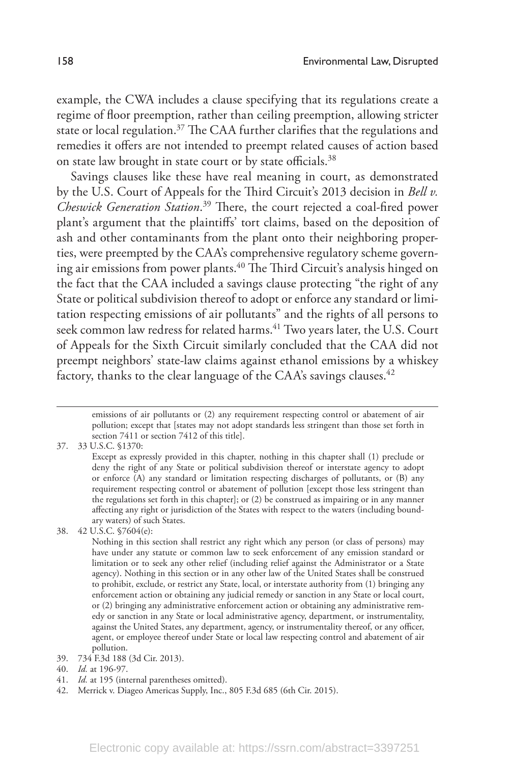example, the CWA includes a clause specifying that its regulations create a regime of floor preemption, rather than ceiling preemption, allowing stricter state or local regulation.[37] The CAA further clarifies that the regulations and remedies it offers are not intended to preempt related causes of action based on state law brought in state court or by state officials.[38]

Savings clauses like these have real meaning in court, as demonstrated by the U.S. Court of Appeals for the Third Circuit's 2013 decision in *Bell v. Cheswick Generation Station*.[39] There, the court rejected a coal-fired power plant's argument that the plaintiffs' tort claims, based on the deposition of ash and other contaminants from the plant onto their neighboring properties, were preempted by the CAA's comprehensive regulatory scheme governing air emissions from power plants.[40] The Third Circuit's analysis hinged on the fact that the CAA included a savings clause protecting "the right of any State or political subdivision thereof to adopt or enforce any standard or limitation respecting emissions of air pollutants" and the rights of all persons to seek common law redress for related harms.[41] Two years later, the U.S. Court of Appeals for the Sixth Circuit similarly concluded that the CAA did not preempt neighbors' state-law claims against ethanol emissions by a whiskey factory, thanks to the clear language of the CAA's savings clauses.[42]

---

emissions of air pollutants or (2) any requirement respecting control or abatement of air pollution; except that [states may not adopt standards less stringent than those set forth in section 7411 or section 7412 of this title].

37. 33 U.S.C. §1370:

   Except as expressly provided in this chapter, nothing in this chapter shall (1) preclude or deny the right of any State or political subdivision thereof or interstate agency to adopt or enforce (A) any standard or limitation respecting discharges of pollutants, or (B) any requirement respecting control or abatement of pollution [except those less stringent than the regulations set forth in this chapter]; or (2) be construed as impairing or in any manner affecting any right or jurisdiction of the States with respect to the waters (including boundary waters) of such States.

38. 42 U.S.C. §7604(e):

   Nothing in this section shall restrict any right which any person (or class of persons) may have under any statute or common law to seek enforcement of any emission standard or limitation or to seek any other relief (including relief against the Administrator or a State agency). Nothing in this section or in any other law of the United States shall be construed to prohibit, exclude, or restrict any State, local, or interstate authority from (1) bringing any enforcement action or obtaining any judicial remedy or sanction in any State or local court, or (2) bringing any administrative enforcement action or obtaining any administrative remedy or sanction in any State or local administrative agency, department, or instrumentality, against the United States, any department, agency, or instrumentality thereof, or any officer, agent, or employee thereof under State or local law respecting control and abatement of air pollution.

39. 734 F.3d 188 (3d Cir. 2013).
40. *Id.* at 196-97.
41. *Id.* at 195 (internal parentheses omitted).
42. Merrick v. Diageo Americas Supply, Inc., 805 F.3d 685 (6th Cir. 2015).

Electronic copy available at: https://ssrn.com/abstract=3397251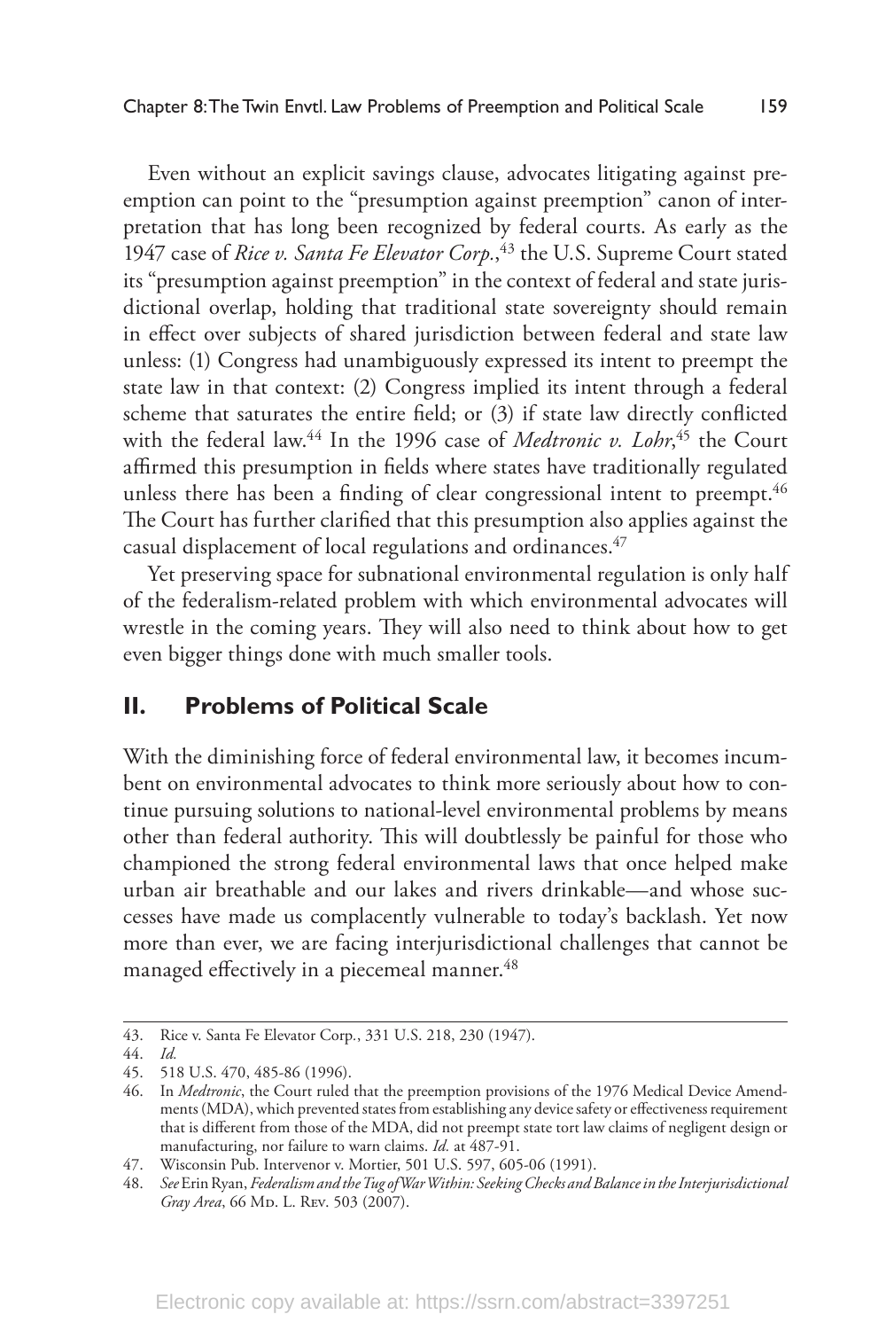Even without an explicit savings clause, advocates litigating against preemption can point to the "presumption against preemption" canon of interpretation that has long been recognized by federal courts. As early as the 1947 case of *Rice v. Santa Fe Elevator Corp.*,[43] the U.S. Supreme Court stated its "presumption against preemption" in the context of federal and state jurisdictional overlap, holding that traditional state sovereignty should remain in effect over subjects of shared jurisdiction between federal and state law unless: (1) Congress had unambiguously expressed its intent to preempt the state law in that context: (2) Congress implied its intent through a federal scheme that saturates the entire field; or (3) if state law directly conflicted with the federal law.[44] In the 1996 case of *Medtronic v. Lohr*,[45] the Court affirmed this presumption in fields where states have traditionally regulated unless there has been a finding of clear congressional intent to preempt.[46] The Court has further clarified that this presumption also applies against the casual displacement of local regulations and ordinances.[47]

Yet preserving space for subnational environmental regulation is only half of the federalism-related problem with which environmental advocates will wrestle in the coming years. They will also need to think about how to get even bigger things done with much smaller tools.

## II. Problems of Political Scale

With the diminishing force of federal environmental law, it becomes incumbent on environmental advocates to think more seriously about how to continue pursuing solutions to national-level environmental problems by means other than federal authority. This will doubtlessly be painful for those who championed the strong federal environmental laws that once helped make urban air breathable and our lakes and rivers drinkable—and whose successes have made us complacently vulnerable to today's backlash. Yet now more than ever, we are facing interjurisdictional challenges that cannot be managed effectively in a piecemeal manner.[48]

---

43. Rice v. Santa Fe Elevator Corp., 331 U.S. 218, 230 (1947).

44. *Id.*

45. 518 U.S. 470, 485-86 (1996).

46. In *Medtronic*, the Court ruled that the preemption provisions of the 1976 Medical Device Amendments (MDA), which prevented states from establishing any device safety or effectiveness requirement that is different from those of the MDA, did not preempt state tort law claims of negligent design or manufacturing, nor failure to warn claims. *Id.* at 487-91.

47. Wisconsin Pub. Intervenor v. Mortier, 501 U.S. 597, 605-06 (1991).

48. *See* Erin Ryan, *Federalism and the Tug of War Within: Seeking Checks and Balance in the Interjurisdictional Gray Area*, 66 Md. L. Rev. 503 (2007).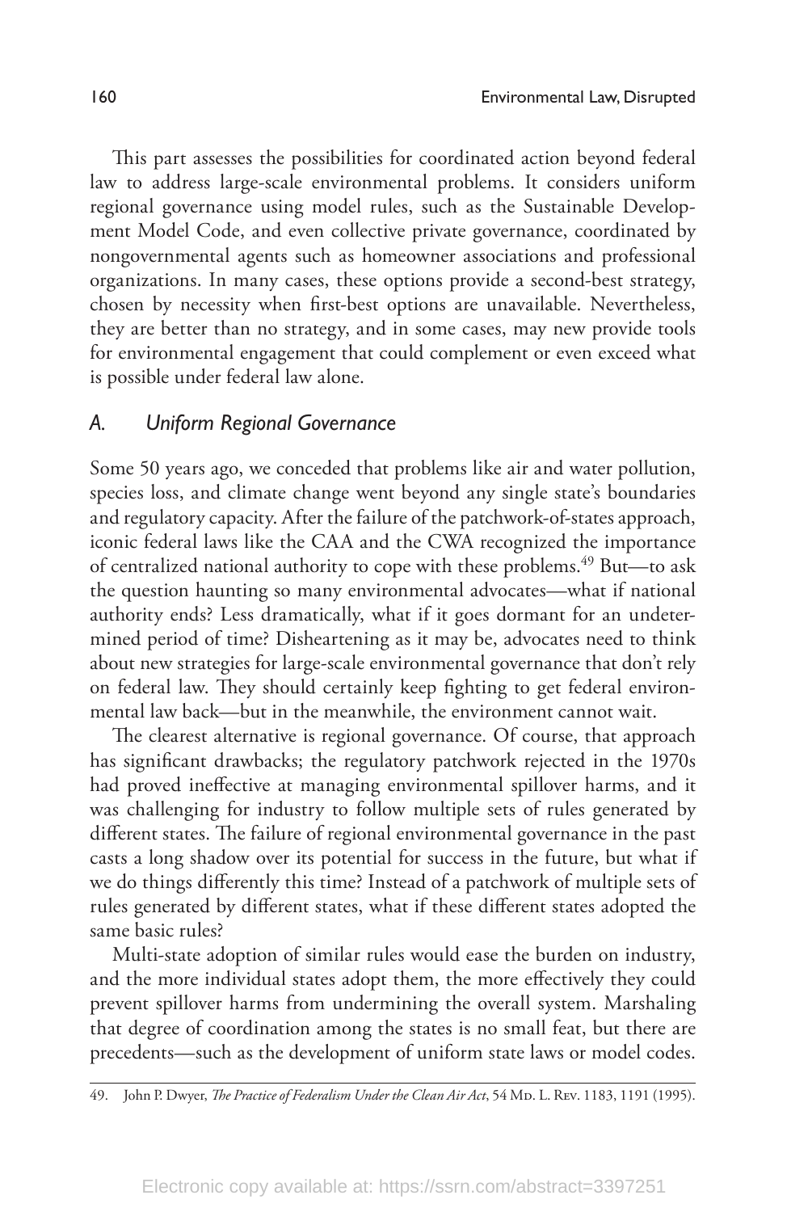This part assesses the possibilities for coordinated action beyond federal law to address large-scale environmental problems. It considers uniform regional governance using model rules, such as the Sustainable Development Model Code, and even collective private governance, coordinated by nongovernmental agents such as homeowner associations and professional organizations. In many cases, these options provide a second-best strategy, chosen by necessity when first-best options are unavailable. Nevertheless, they are better than no strategy, and in some cases, may new provide tools for environmental engagement that could complement or even exceed what is possible under federal law alone.

### *A. Uniform Regional Governance*

Some 50 years ago, we conceded that problems like air and water pollution, species loss, and climate change went beyond any single state's boundaries and regulatory capacity. After the failure of the patchwork-of-states approach, iconic federal laws like the CAA and the CWA recognized the importance of centralized national authority to cope with these problems.[49] But—to ask the question haunting so many environmental advocates—what if national authority ends? Less dramatically, what if it goes dormant for an undetermined period of time? Disheartening as it may be, advocates need to think about new strategies for large-scale environmental governance that don't rely on federal law. They should certainly keep fighting to get federal environmental law back—but in the meanwhile, the environment cannot wait.

The clearest alternative is regional governance. Of course, that approach has significant drawbacks; the regulatory patchwork rejected in the 1970s had proved ineffective at managing environmental spillover harms, and it was challenging for industry to follow multiple sets of rules generated by different states. The failure of regional environmental governance in the past casts a long shadow over its potential for success in the future, but what if we do things differently this time? Instead of a patchwork of multiple sets of rules generated by different states, what if these different states adopted the same basic rules?

Multi-state adoption of similar rules would ease the burden on industry, and the more individual states adopt them, the more effectively they could prevent spillover harms from undermining the overall system. Marshaling that degree of coordination among the states is no small feat, but there are precedents—such as the development of uniform state laws or model codes.

---

49. John P. Dwyer, *The Practice of Federalism Under the Clean Air Act*, 54 Md. L. Rev. 1183, 1191 (1995).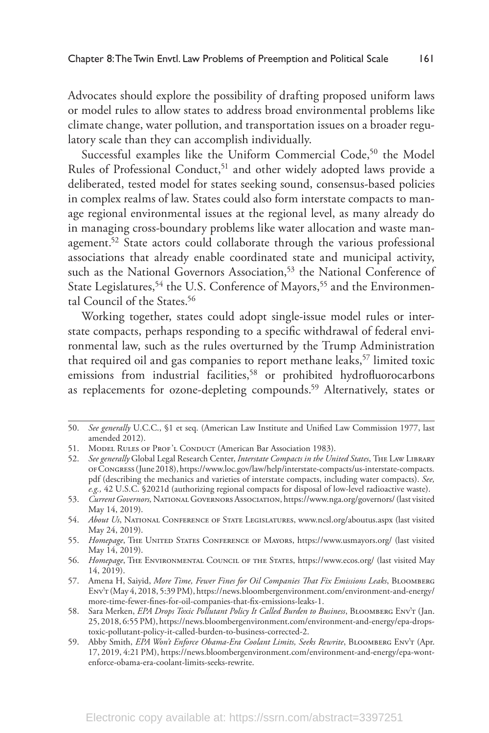Advocates should explore the possibility of drafting proposed uniform laws or model rules to allow states to address broad environmental problems like climate change, water pollution, and transportation issues on a broader regulatory scale than they can accomplish individually.

Successful examples like the Uniform Commercial Code,[50] the Model Rules of Professional Conduct,[51] and other widely adopted laws provide a deliberated, tested model for states seeking sound, consensus-based policies in complex realms of law. States could also form interstate compacts to manage regional environmental issues at the regional level, as many already do in managing cross-boundary problems like water allocation and waste management.[52] State actors could collaborate through the various professional associations that already enable coordinated state and municipal activity, such as the National Governors Association,[53] the National Conference of State Legislatures,[54] the U.S. Conference of Mayors,[55] and the Environmental Council of the States.[56]

Working together, states could adopt single-issue model rules or interstate compacts, perhaps responding to a specific withdrawal of federal environmental law, such as the rules overturned by the Trump Administration that required oil and gas companies to report methane leaks,[57] limited toxic emissions from industrial facilities,[58] or prohibited hydrofluorocarbons as replacements for ozone-depleting compounds.[59] Alternatively, states or

---

50. *See generally* U.C.C., §1 et seq. (American Law Institute and Unified Law Commission 1977, last amended 2012).

51. Model Rules of Prof'l Conduct (American Bar Association 1983).

52. *See generally* Global Legal Research Center, *Interstate Compacts in the United States*, The Law Library of Congress (June 2018), https://www.loc.gov/law/help/interstate-compacts/us-interstate-compacts.pdf (describing the mechanics and varieties of interstate compacts, including water compacts). *See, e.g.,* 42 U.S.C. §2021d (authorizing regional compacts for disposal of low-level radioactive waste).

53. *Current Governors,* National Governors Association, https://www.nga.org/governors/ (last visited May 14, 2019).

54. *About Us*, National Conference of State Legislatures, www.ncsl.org/aboutus.aspx (last visited May 24, 2019).

55. *Homepage*, The United States Conference of Mayors, https://www.usmayors.org/ (last visited May 14, 2019).

56. *Homepage*, The Environmental Council of the States, https://www.ecos.org/ (last visited May 14, 2019).

57. Amena H, Saiyid, *More Time, Fewer Fines for Oil Companies That Fix Emissions Leaks*, Bloomberg Env't (May 4, 2018, 5:39 PM), https://news.bloombergenvironment.com/environment-and-energy/more-time-fewer-fines-for-oil-companies-that-fix-emissions-leaks-1.

58. Sara Merken, *EPA Drops Toxic Pollutant Policy It Called Burden to Business*, Bloomberg Env't (Jan. 25, 2018, 6:55 PM), https://news.bloombergenvironment.com/environment-and-energy/epa-drops-toxic-pollutant-policy-it-called-burden-to-business-corrected-2.

59. Abby Smith, *EPA Won't Enforce Obama-Era Coolant Limits, Seeks Rewrite*, Bloomberg Env't (Apr. 17, 2019, 4:21 PM), https://news.bloombergenvironment.com/environment-and-energy/epa-wont-enforce-obama-era-coolant-limits-seeks-rewrite.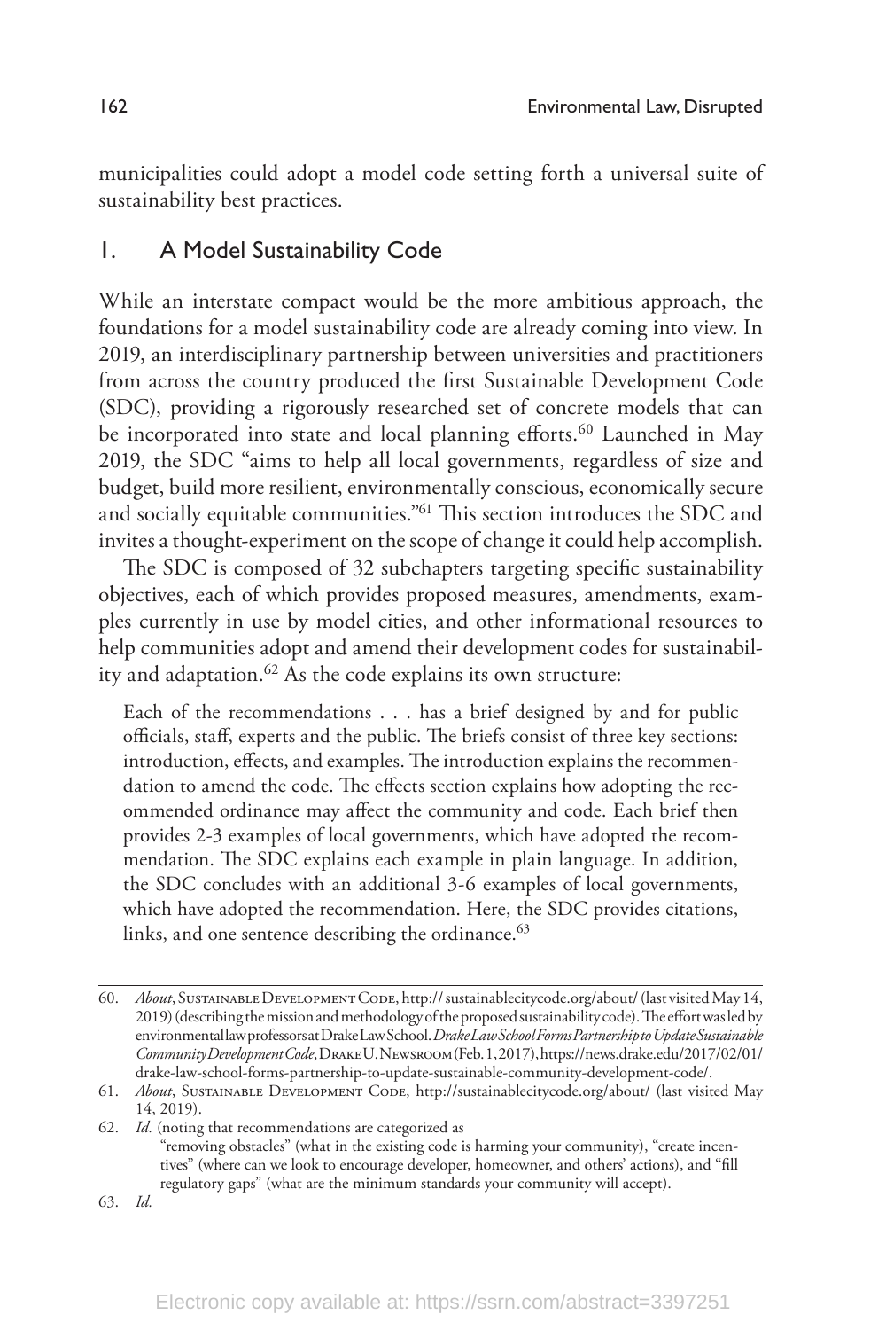municipalities could adopt a model code setting forth a universal suite of sustainability best practices.

## 1. A Model Sustainability Code

While an interstate compact would be the more ambitious approach, the foundations for a model sustainability code are already coming into view. In 2019, an interdisciplinary partnership between universities and practitioners from across the country produced the first Sustainable Development Code (SDC), providing a rigorously researched set of concrete models that can be incorporated into state and local planning efforts.[60] Launched in May 2019, the SDC "aims to help all local governments, regardless of size and budget, build more resilient, environmentally conscious, economically secure and socially equitable communities."[61] This section introduces the SDC and invites a thought-experiment on the scope of change it could help accomplish.

The SDC is composed of 32 subchapters targeting specific sustainability objectives, each of which provides proposed measures, amendments, examples currently in use by model cities, and other informational resources to help communities adopt and amend their development codes for sustainability and adaptation.[62] As the code explains its own structure:

> Each of the recommendations . . . has a brief designed by and for public officials, staff, experts and the public. The briefs consist of three key sections: introduction, effects, and examples. The introduction explains the recommendation to amend the code. The effects section explains how adopting the recommended ordinance may affect the community and code. Each brief then provides 2-3 examples of local governments, which have adopted the recommendation. The SDC explains each example in plain language. In addition, the SDC concludes with an additional 3-6 examples of local governments, which have adopted the recommendation. Here, the SDC provides citations, links, and one sentence describing the ordinance.[63]

---

60. *About*, Sustainable Development Code, http://sustainablecitycode.org/about/ (last visited May 14, 2019) (describing the mission and methodology of the proposed sustainability code). The effort was led by environmental law professors at Drake Law School. *Drake Law School Forms Partnership to Update Sustainable Community Development Code*, Drake U. Newsroom (Feb. 1, 2017), https://news.drake.edu/2017/02/01/drake-law-school-forms-partnership-to-update-sustainable-community-development-code/.

61. *About*, Sustainable Development Code, http://sustainablecitycode.org/about/ (last visited May 14, 2019).

62. *Id.* (noting that recommendations are categorized as "removing obstacles" (what in the existing code is harming your community), "create incentives" (where can we look to encourage developer, homeowner, and others' actions), and "fill regulatory gaps" (what are the minimum standards your community will accept).

63. *Id.*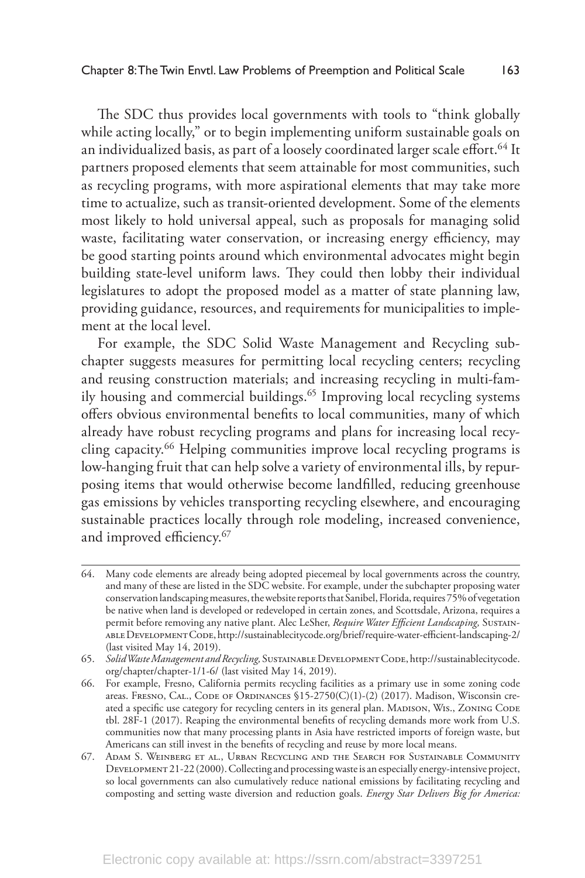The SDC thus provides local governments with tools to "think globally while acting locally," or to begin implementing uniform sustainable goals on an individualized basis, as part of a loosely coordinated larger scale effort.[64] It partners proposed elements that seem attainable for most communities, such as recycling programs, with more aspirational elements that may take more time to actualize, such as transit-oriented development. Some of the elements most likely to hold universal appeal, such as proposals for managing solid waste, facilitating water conservation, or increasing energy efficiency, may be good starting points around which environmental advocates might begin building state-level uniform laws. They could then lobby their individual legislatures to adopt the proposed model as a matter of state planning law, providing guidance, resources, and requirements for municipalities to implement at the local level.

For example, the SDC Solid Waste Management and Recycling subchapter suggests measures for permitting local recycling centers; recycling and reusing construction materials; and increasing recycling in multi-family housing and commercial buildings.[65] Improving local recycling systems offers obvious environmental benefits to local communities, many of which already have robust recycling programs and plans for increasing local recycling capacity.[66] Helping communities improve local recycling programs is low-hanging fruit that can help solve a variety of environmental ills, by repurposing items that would otherwise become landfilled, reducing greenhouse gas emissions by vehicles transporting recycling elsewhere, and encouraging sustainable practices locally through role modeling, increased convenience, and improved efficiency.[67]

---

64. Many code elements are already being adopted piecemeal by local governments across the country, and many of these are listed in the SDC website. For example, under the subchapter proposing water conservation landscaping measures, the website reports that Sanibel, Florida, requires 75% of vegetation be native when land is developed or redeveloped in certain zones, and Scottsdale, Arizona, requires a permit before removing any native plant. Alec LeSher, *Require Water Efficient Landscaping,* Sustainable Development Code, http://sustainablecitycode.org/brief/require-water-efficient-landscaping-2/ (last visited May 14, 2019).

65. *Solid Waste Management and Recycling,* Sustainable Development Code, http://sustainablecitycode.org/chapter/chapter-1/1-6/ (last visited May 14, 2019).

66. For example, Fresno, California permits recycling facilities as a primary use in some zoning code areas. Fresno, Cal., Code of Ordinances §15-2750(C)(1)-(2) (2017). Madison, Wisconsin created a specific use category for recycling centers in its general plan. Madison, Wis., Zoning Code tbl. 28F-1 (2017). Reaping the environmental benefits of recycling demands more work from U.S. communities now that many processing plants in Asia have restricted imports of foreign waste, but Americans can still invest in the benefits of recycling and reuse by more local means.

67. Adam S. Weinberg et al., Urban Recycling and the Search for Sustainable Community Development 21-22 (2000). Collecting and processing waste is an especially energy-intensive project, so local governments can also cumulatively reduce national emissions by facilitating recycling and composting and setting waste diversion and reduction goals. *Energy Star Delivers Big for America:*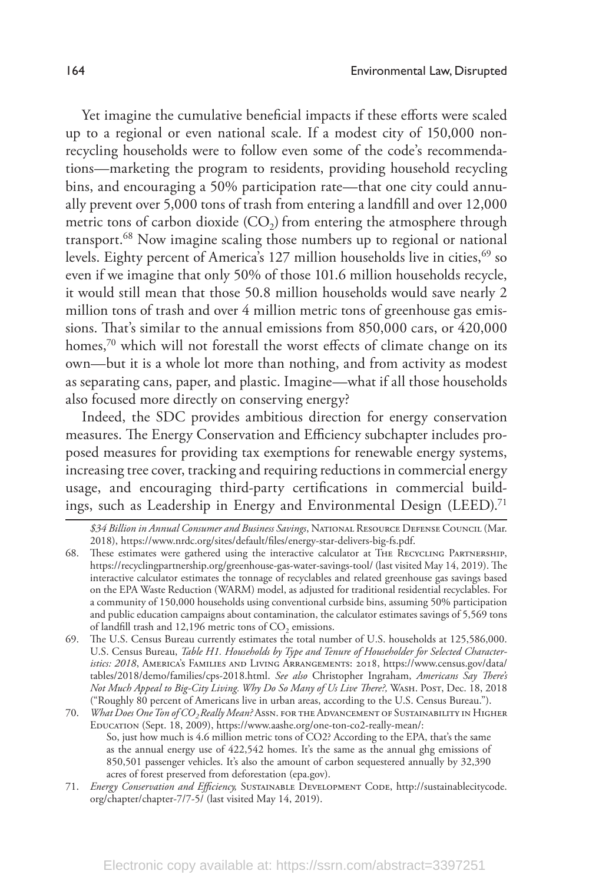Yet imagine the cumulative beneficial impacts if these efforts were scaled up to a regional or even national scale. If a modest city of 150,000 non-recycling households were to follow even some of the code's recommendations—marketing the program to residents, providing household recycling bins, and encouraging a 50% participation rate—that one city could annually prevent over 5,000 tons of trash from entering a landfill and over 12,000 metric tons of carbon dioxide ($CO_2$) from entering the atmosphere through transport.[68] Now imagine scaling those numbers up to regional or national levels. Eighty percent of America's 127 million households live in cities,[69] so even if we imagine that only 50% of those 101.6 million households recycle, it would still mean that those 50.8 million households would save nearly 2 million tons of trash and over 4 million metric tons of greenhouse gas emissions. That's similar to the annual emissions from 850,000 cars, or 420,000 homes,[70] which will not forestall the worst effects of climate change on its own—but it is a whole lot more than nothing, and from activity as modest as separating cans, paper, and plastic. Imagine—what if all those households also focused more directly on conserving energy?

Indeed, the SDC provides ambitious direction for energy conservation measures. The Energy Conservation and Efficiency subchapter includes proposed measures for providing tax exemptions for renewable energy systems, increasing tree cover, tracking and requiring reductions in commercial energy usage, and encouraging third-party certifications in commercial buildings, such as Leadership in Energy and Environmental Design (LEED).[71]

---

*$34 Billion in Annual Consumer and Business Savings*, National Resource Defense Council (Mar. 2018), https://www.nrdc.org/sites/default/files/energy-star-delivers-big-fs.pdf.

68. These estimates were gathered using the interactive calculator at The Recycling Partnership, https://recyclingpartnership.org/greenhouse-gas-water-savings-tool/ (last visited May 14, 2019). The interactive calculator estimates the tonnage of recyclables and related greenhouse gas savings based on the EPA Waste Reduction (WARM) model, as adjusted for traditional residential recyclables. For a community of 150,000 households using conventional curbside bins, assuming 50% participation and public education campaigns about contamination, the calculator estimates savings of 5,569 tons of landfill trash and 12,196 metric tons of $CO_2$ emissions.

69. The U.S. Census Bureau currently estimates the total number of U.S. households at 125,586,000. U.S. Census Bureau, *Table H1. Households by Type and Tenure of Householder for Selected Characteristics: 2018*, America's Families and Living Arrangements: 2018, https://www.census.gov/data/tables/2018/demo/families/cps-2018.html. *See also* Christopher Ingraham, *Americans Say There's Not Much Appeal to Big-City Living. Why Do So Many of Us Live There?*, Wash. Post, Dec. 18, 2018 ("Roughly 80 percent of Americans live in urban areas, according to the U.S. Census Bureau.").

70. *What Does One Ton of $CO_2$ Really Mean?* Assn. for the Advancement of Sustainability in Higher Education (Sept. 18, 2009), https://www.aashe.org/one-ton-co2-really-mean/:

    So, just how much is 4.6 million metric tons of CO2? According to the EPA, that's the same as the annual energy use of 422,542 homes. It's the same as the annual ghg emissions of 850,501 passenger vehicles. It's also the amount of carbon sequestered annually by 32,390 acres of forest preserved from deforestation (epa.gov).

71. *Energy Conservation and Efficiency,* Sustainable Development Code, http://sustainablecitycode.org/chapter/chapter-7/7-5/ (last visited May 14, 2019).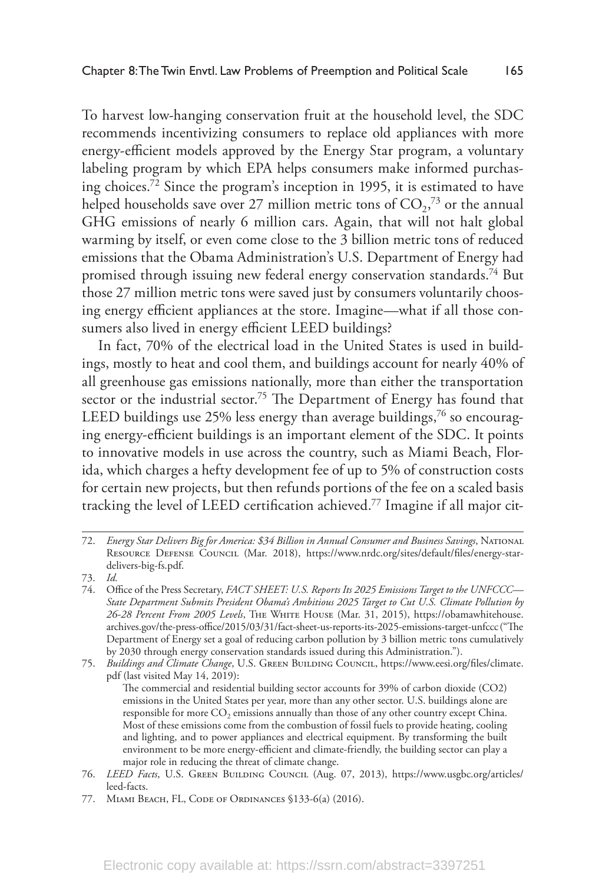To harvest low-hanging conservation fruit at the household level, the SDC recommends incentivizing consumers to replace old appliances with more energy-efficient models approved by the Energy Star program, a voluntary labeling program by which EPA helps consumers make informed purchasing choices.[72] Since the program's inception in 1995, it is estimated to have helped households save over 27 million metric tons of $CO_2$,[73] or the annual GHG emissions of nearly 6 million cars. Again, that will not halt global warming by itself, or even come close to the 3 billion metric tons of reduced emissions that the Obama Administration's U.S. Department of Energy had promised through issuing new federal energy conservation standards.[74] But those 27 million metric tons were saved just by consumers voluntarily choosing energy efficient appliances at the store. Imagine—what if all those consumers also lived in energy efficient LEED buildings?

In fact, 70% of the electrical load in the United States is used in buildings, mostly to heat and cool them, and buildings account for nearly 40% of all greenhouse gas emissions nationally, more than either the transportation sector or the industrial sector.[75] The Department of Energy has found that LEED buildings use 25% less energy than average buildings,[76] so encouraging energy-efficient buildings is an important element of the SDC. It points to innovative models in use across the country, such as Miami Beach, Florida, which charges a hefty development fee of up to 5% of construction costs for certain new projects, but then refunds portions of the fee on a scaled basis tracking the level of LEED certification achieved.[77] Imagine if all major cit-

---

72. *Energy Star Delivers Big for America: $34 Billion in Annual Consumer and Business Savings*, National Resource Defense Council (Mar. 2018), https://www.nrdc.org/sites/default/files/energy-star-delivers-big-fs.pdf.

73. *Id.*

74. Office of the Press Secretary, *FACT SHEET: U.S. Reports Its 2025 Emissions Target to the UNFCCC—State Department Submits President Obama's Ambitious 2025 Target to Cut U.S. Climate Pollution by 26-28 Percent From 2005 Levels*, The White House (Mar. 31, 2015), https://obamawhitehouse.archives.gov/the-press-office/2015/03/31/fact-sheet-us-reports-its-2025-emissions-target-unfccc ("The Department of Energy set a goal of reducing carbon pollution by 3 billion metric tons cumulatively by 2030 through energy conservation standards issued during this Administration.").

75. *Buildings and Climate Change*, U.S. Green Building Council, https://www.eesi.org/files/climate.pdf (last visited May 14, 2019):

 The commercial and residential building sector accounts for 39% of carbon dioxide (CO2) emissions in the United States per year, more than any other sector. U.S. buildings alone are responsible for more $CO_2$ emissions annually than those of any other country except China. Most of these emissions come from the combustion of fossil fuels to provide heating, cooling and lighting, and to power appliances and electrical equipment. By transforming the built environment to be more energy-efficient and climate-friendly, the building sector can play a major role in reducing the threat of climate change.

76. *LEED Facts*, U.S. Green Building Council (Aug. 07, 2013), https://www.usgbc.org/articles/leed-facts.

77. Miami Beach, FL, Code of Ordinances §133-6(a) (2016).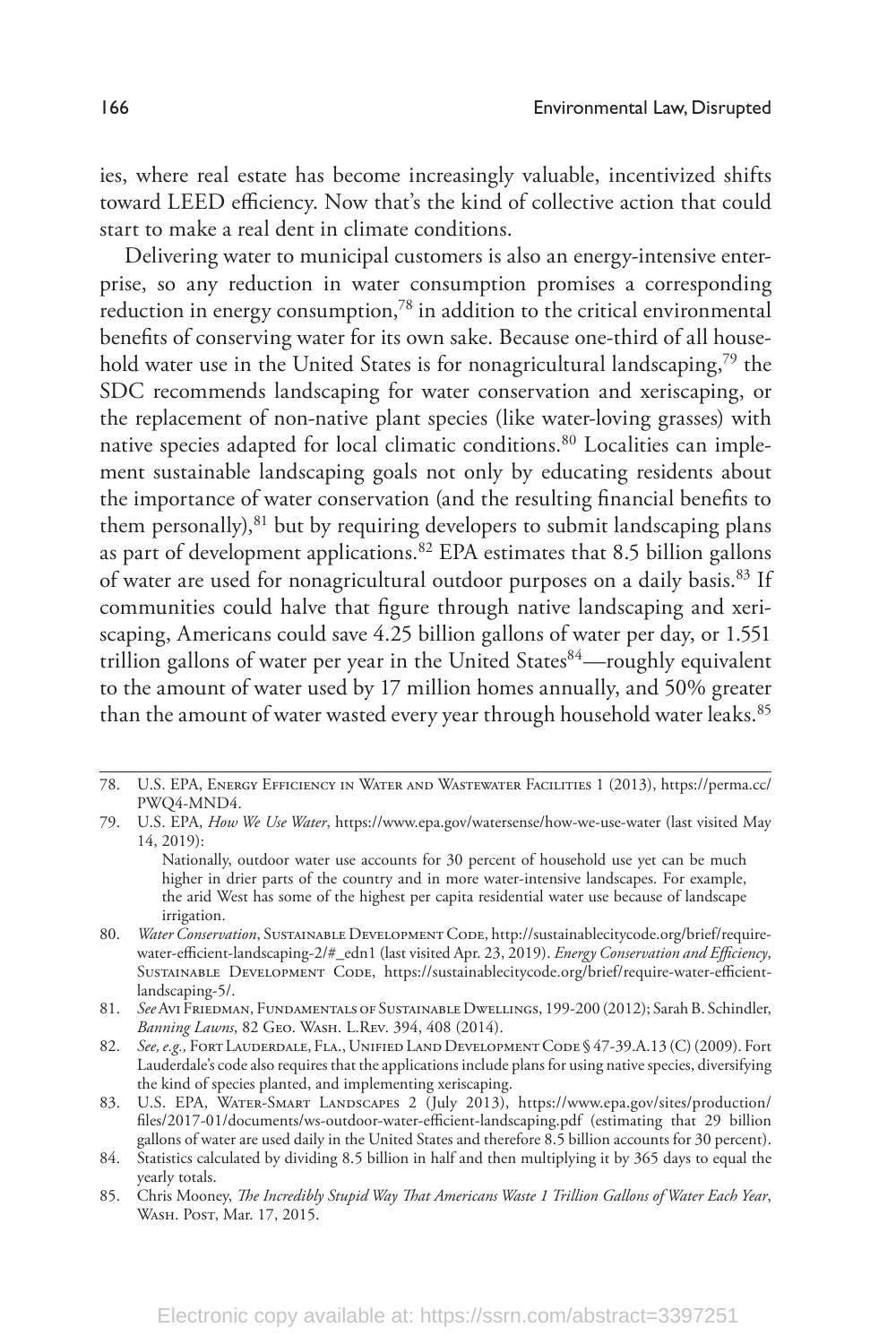ies, where real estate has become increasingly valuable, incentivized shifts toward LEED efficiency. Now that's the kind of collective action that could start to make a real dent in climate conditions.

Delivering water to municipal customers is also an energy-intensive enterprise, so any reduction in water consumption promises a corresponding reduction in energy consumption,[78] in addition to the critical environmental benefits of conserving water for its own sake. Because one-third of all household water use in the United States is for nonagricultural landscaping,[79] the SDC recommends landscaping for water conservation and xeriscaping, or the replacement of non-native plant species (like water-loving grasses) with native species adapted for local climatic conditions.[80] Localities can implement sustainable landscaping goals not only by educating residents about the importance of water conservation (and the resulting financial benefits to them personally),[81] but by requiring developers to submit landscaping plans as part of development applications.[82] EPA estimates that 8.5 billion gallons of water are used for nonagricultural outdoor purposes on a daily basis.[83] If communities could halve that figure through native landscaping and xeriscaping, Americans could save 4.25 billion gallons of water per day, or 1.551 trillion gallons of water per year in the United States[84]—roughly equivalent to the amount of water used by 17 million homes annually, and 50% greater than the amount of water wasted every year through household water leaks.[85]

---

78. U.S. EPA, Energy Efficiency in Water and Wastewater Facilities 1 (2013), https://perma.cc/PWQ4-MND4.

79. U.S. EPA, *How We Use Water*, https://www.epa.gov/watersense/how-we-use-water (last visited May 14, 2019):

    Nationally, outdoor water use accounts for 30 percent of household use yet can be much higher in drier parts of the country and in more water-intensive landscapes. For example, the arid West has some of the highest per capita residential water use because of landscape irrigation.

80. *Water Conservation*, Sustainable Development Code, http://sustainablecitycode.org/brief/require-water-efficient-landscaping-2/#_edn1 (last visited Apr. 23, 2019). *Energy Conservation and Efficiency*, Sustainable Development Code, https://sustainablecitycode.org/brief/require-water-efficient-landscaping-5/.

81. *See* Avi Friedman, Fundamentals of Sustainable Dwellings, 199-200 (2012); Sarah B. Schindler, *Banning Lawns*, 82 Geo. Wash. L.Rev. 394, 408 (2014).

82. *See, e.g.,* Fort Lauderdale, Fla., Unified Land Development Code § 47-39.A.13 (C) (2009). Fort Lauderdale's code also requires that the applications include plans for using native species, diversifying the kind of species planted, and implementing xeriscaping.

83. U.S. EPA, Water-Smart Landscapes 2 (July 2013), https://www.epa.gov/sites/production/files/2017-01/documents/ws-outdoor-water-efficient-landscaping.pdf (estimating that 29 billion gallons of water are used daily in the United States and therefore 8.5 billion accounts for 30 percent).

84. Statistics calculated by dividing 8.5 billion in half and then multiplying it by 365 days to equal the yearly totals.

85. Chris Mooney, *The Incredibly Stupid Way That Americans Waste 1 Trillion Gallons of Water Each Year*, Wash. Post, Mar. 17, 2015.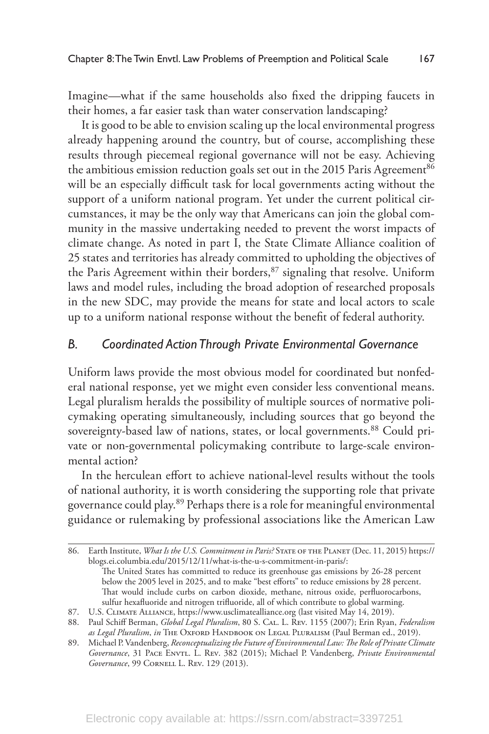Imagine—what if the same households also fixed the dripping faucets in their homes, a far easier task than water conservation landscaping?

It is good to be able to envision scaling up the local environmental progress already happening around the country, but of course, accomplishing these results through piecemeal regional governance will not be easy. Achieving the ambitious emission reduction goals set out in the 2015 Paris Agreement[86] will be an especially difficult task for local governments acting without the support of a uniform national program. Yet under the current political circumstances, it may be the only way that Americans can join the global community in the massive undertaking needed to prevent the worst impacts of climate change. As noted in part I, the State Climate Alliance coalition of 25 states and territories has already committed to upholding the objectives of the Paris Agreement within their borders,[87] signaling that resolve. Uniform laws and model rules, including the broad adoption of researched proposals in the new SDC, may provide the means for state and local actors to scale up to a uniform national response without the benefit of federal authority.

### *B. Coordinated Action Through Private Environmental Governance*

Uniform laws provide the most obvious model for coordinated but nonfederal national response, yet we might even consider less conventional means. Legal pluralism heralds the possibility of multiple sources of normative policymaking operating simultaneously, including sources that go beyond the sovereignty-based law of nations, states, or local governments.[88] Could private or non-governmental policymaking contribute to large-scale environmental action?

In the herculean effort to achieve national-level results without the tools of national authority, it is worth considering the supporting role that private governance could play.[89] Perhaps there is a role for meaningful environmental guidance or rulemaking by professional associations like the American Law

---

86. Earth Institute, *What Is the U.S. Commitment in Paris?* State of the Planet (Dec. 11, 2015) https://blogs.ei.columbia.edu/2015/12/11/what-is-the-u-s-commitment-in-paris/:
    The United States has committed to reduce its greenhouse gas emissions by 26-28 percent below the 2005 level in 2025, and to make "best efforts" to reduce emissions by 28 percent. That would include curbs on carbon dioxide, methane, nitrous oxide, perfluorocarbons, sulfur hexafluoride and nitrogen trifluoride, all of which contribute to global warming.
87. U.S. Climate Alliance, https://www.usclimatealliance.org (last visited May 14, 2019).
88. Paul Schiff Berman, *Global Legal Pluralism*, 80 S. Cal. L. Rev. 1155 (2007); Erin Ryan, *Federalism as Legal Pluralism*, *in* The Oxford Handbook on Legal Pluralism (Paul Berman ed., 2019).
89. Michael P. Vandenberg, *Reconceptualizing the Future of Environmental Law: The Role of Private Climate Governance*, 31 Pace Envtl. L. Rev. 382 (2015); Michael P. Vandenberg, *Private Environmental Governance*, 99 Cornell L. Rev. 129 (2013).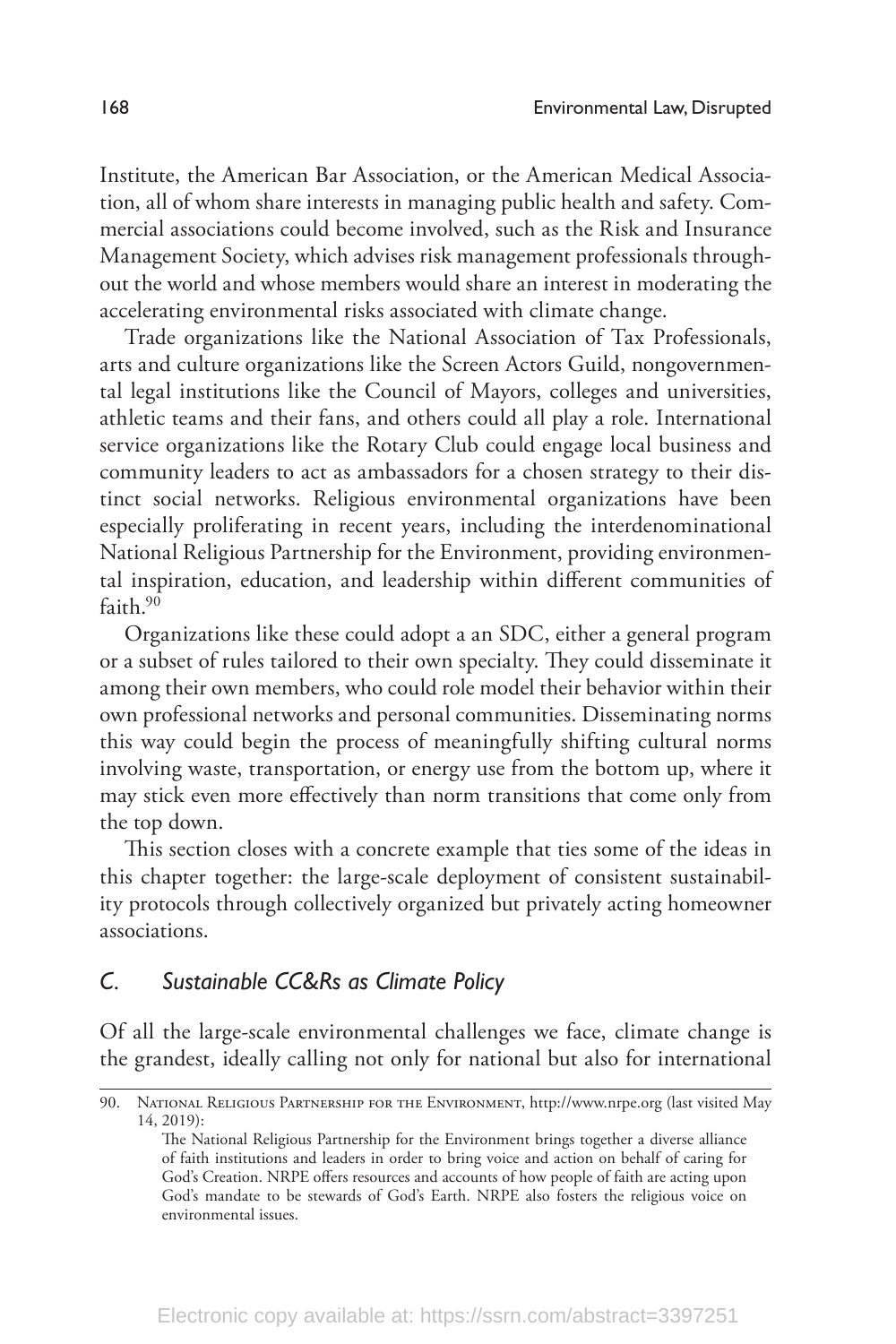Institute, the American Bar Association, or the American Medical Association, all of whom share interests in managing public health and safety. Commercial associations could become involved, such as the Risk and Insurance Management Society, which advises risk management professionals throughout the world and whose members would share an interest in moderating the accelerating environmental risks associated with climate change.

Trade organizations like the National Association of Tax Professionals, arts and culture organizations like the Screen Actors Guild, nongovernmental legal institutions like the Council of Mayors, colleges and universities, athletic teams and their fans, and others could all play a role. International service organizations like the Rotary Club could engage local business and community leaders to act as ambassadors for a chosen strategy to their distinct social networks. Religious environmental organizations have been especially proliferating in recent years, including the interdenominational National Religious Partnership for the Environment, providing environmental inspiration, education, and leadership within different communities of faith.[90]

Organizations like these could adopt a an SDC, either a general program or a subset of rules tailored to their own specialty. They could disseminate it among their own members, who could role model their behavior within their own professional networks and personal communities. Disseminating norms this way could begin the process of meaningfully shifting cultural norms involving waste, transportation, or energy use from the bottom up, where it may stick even more effectively than norm transitions that come only from the top down.

This section closes with a concrete example that ties some of the ideas in this chapter together: the large-scale deployment of consistent sustainability protocols through collectively organized but privately acting homeowner associations.

### *C. Sustainable CC&Rs as Climate Policy*

Of all the large-scale environmental challenges we face, climate change is the grandest, ideally calling not only for national but also for international

---

90. National Religious Partnership for the Environment, http://www.nrpe.org (last visited May 14, 2019):

> The National Religious Partnership for the Environment brings together a diverse alliance of faith institutions and leaders in order to bring voice and action on behalf of caring for God's Creation. NRPE offers resources and accounts of how people of faith are acting upon God's mandate to be stewards of God's Earth. NRPE also fosters the religious voice on environmental issues.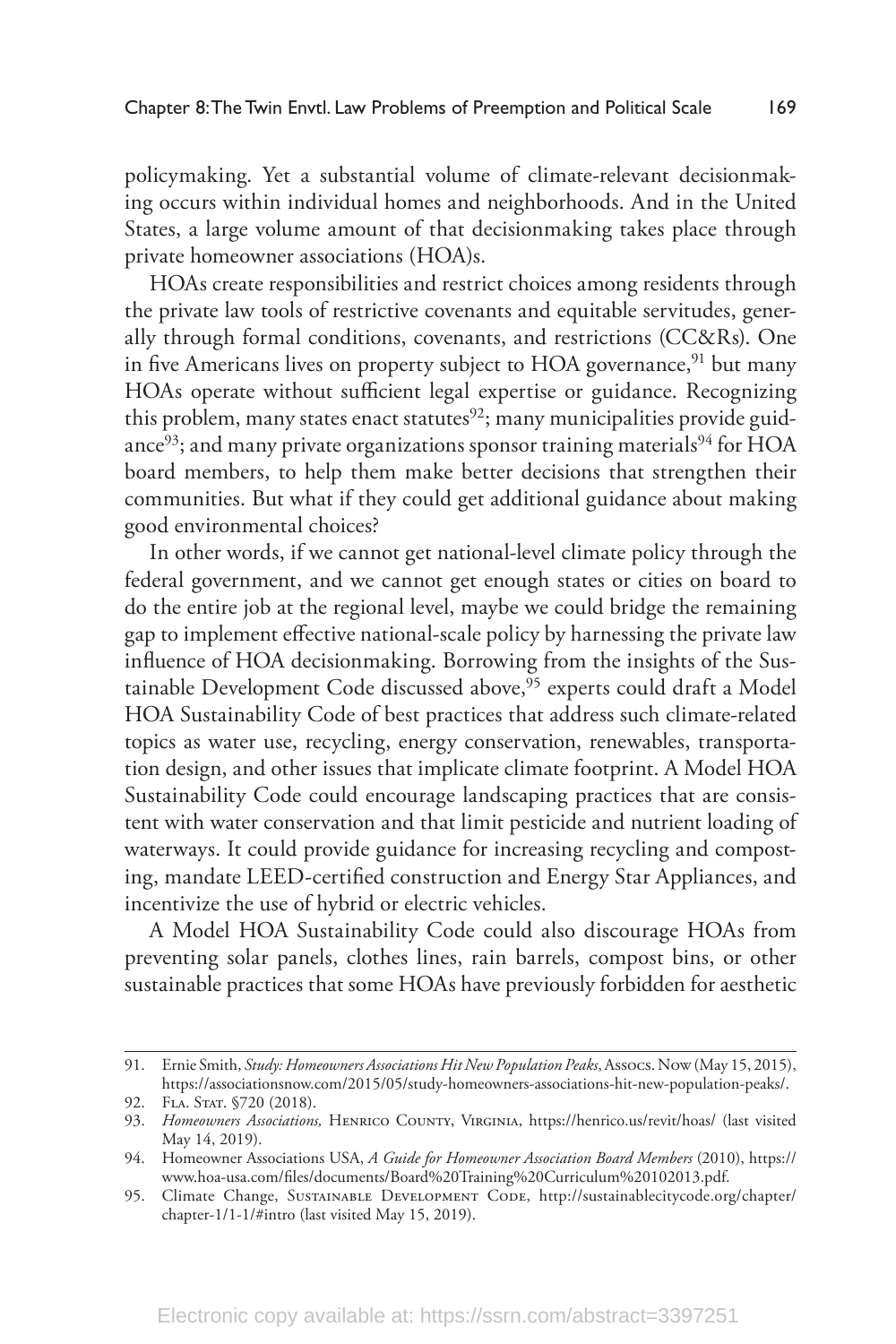policymaking. Yet a substantial volume of climate-relevant decisionmaking occurs within individual homes and neighborhoods. And in the United States, a large volume amount of that decisionmaking takes place through private homeowner associations (HOA)s.

HOAs create responsibilities and restrict choices among residents through the private law tools of restrictive covenants and equitable servitudes, generally through formal conditions, covenants, and restrictions (CC&Rs). One in five Americans lives on property subject to HOA governance,[91] but many HOAs operate without sufficient legal expertise or guidance. Recognizing this problem, many states enact statutes[92]; many municipalities provide guidance[93]; and many private organizations sponsor training materials[94] for HOA board members, to help them make better decisions that strengthen their communities. But what if they could get additional guidance about making good environmental choices?

In other words, if we cannot get national-level climate policy through the federal government, and we cannot get enough states or cities on board to do the entire job at the regional level, maybe we could bridge the remaining gap to implement effective national-scale policy by harnessing the private law influence of HOA decisionmaking. Borrowing from the insights of the Sustainable Development Code discussed above,[95] experts could draft a Model HOA Sustainability Code of best practices that address such climate-related topics as water use, recycling, energy conservation, renewables, transportation design, and other issues that implicate climate footprint. A Model HOA Sustainability Code could encourage landscaping practices that are consistent with water conservation and that limit pesticide and nutrient loading of waterways. It could provide guidance for increasing recycling and composting, mandate LEED-certified construction and Energy Star Appliances, and incentivize the use of hybrid or electric vehicles.

A Model HOA Sustainability Code could also discourage HOAs from preventing solar panels, clothes lines, rain barrels, compost bins, or other sustainable practices that some HOAs have previously forbidden for aesthetic

---

91. Ernie Smith, *Study: Homeowners Associations Hit New Population Peaks*, Assocs. Now (May 15, 2015), https://associationsnow.com/2015/05/study-homeowners-associations-hit-new-population-peaks/.

92. Fla. Stat. §720 (2018).

93. *Homeowners Associations,* Henrico County, Virginia, https://henrico.us/revit/hoas/ (last visited May 14, 2019).

94. Homeowner Associations USA, *A Guide for Homeowner Association Board Members* (2010), https://www.hoa-usa.com/files/documents/Board%20Training%20Curriculum%20102013.pdf.

95. Climate Change, Sustainable Development Code, http://sustainablecitycode.org/chapter/chapter-1/1-1/#intro (last visited May 15, 2019).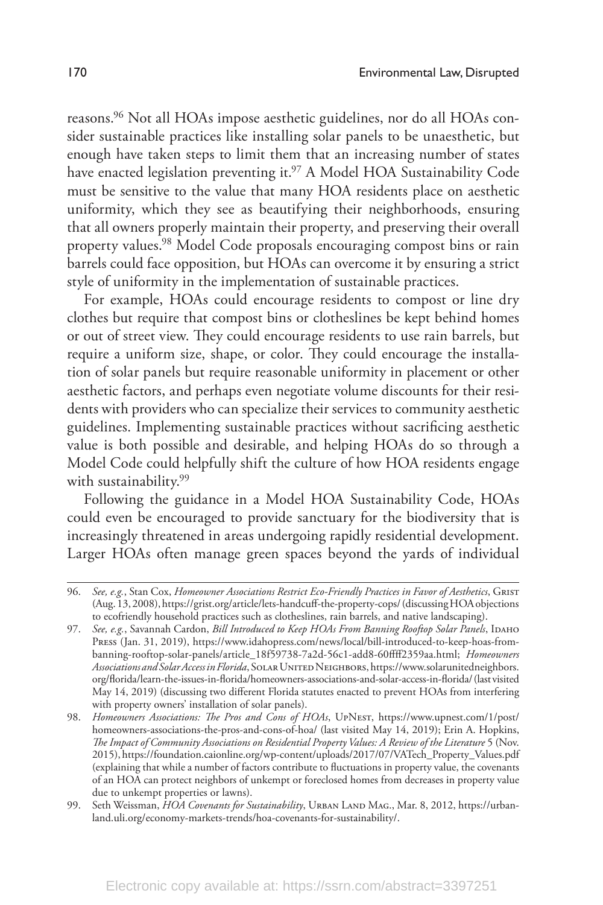reasons.[96] Not all HOAs impose aesthetic guidelines, nor do all HOAs consider sustainable practices like installing solar panels to be unaesthetic, but enough have taken steps to limit them that an increasing number of states have enacted legislation preventing it.[97] A Model HOA Sustainability Code must be sensitive to the value that many HOA residents place on aesthetic uniformity, which they see as beautifying their neighborhoods, ensuring that all owners properly maintain their property, and preserving their overall property values.[98] Model Code proposals encouraging compost bins or rain barrels could face opposition, but HOAs can overcome it by ensuring a strict style of uniformity in the implementation of sustainable practices.

For example, HOAs could encourage residents to compost or line dry clothes but require that compost bins or clotheslines be kept behind homes or out of street view. They could encourage residents to use rain barrels, but require a uniform size, shape, or color. They could encourage the installation of solar panels but require reasonable uniformity in placement or other aesthetic factors, and perhaps even negotiate volume discounts for their residents with providers who can specialize their services to community aesthetic guidelines. Implementing sustainable practices without sacrificing aesthetic value is both possible and desirable, and helping HOAs do so through a Model Code could helpfully shift the culture of how HOA residents engage with sustainability.[99]

Following the guidance in a Model HOA Sustainability Code, HOAs could even be encouraged to provide sanctuary for the biodiversity that is increasingly threatened in areas undergoing rapidly residential development. Larger HOAs often manage green spaces beyond the yards of individual

---

96. *See, e.g.*, Stan Cox, *Homeowner Associations Restrict Eco-Friendly Practices in Favor of Aesthetics*, Grist (Aug. 13, 2008), https://grist.org/article/lets-handcuff-the-property-cops/ (discussing HOA objections to ecofriendly household practices such as clotheslines, rain barrels, and native landscaping).

97. *See, e.g.*, Savannah Cardon, *Bill Introduced to Keep HOAs From Banning Rooftop Solar Panels*, Idaho Press (Jan. 31, 2019), https://www.idahopress.com/news/local/bill-introduced-to-keep-hoas-from-banning-rooftop-solar-panels/article_18f59738-7a2d-56c1-add8-60ffff2359aa.html; *Homeowners Associations and Solar Access in Florida*, Solar United Neighbors, https://www.solarunitedneighbors.org/florida/learn-the-issues-in-florida/homeowners-associations-and-solar-access-in-florida/ (last visited May 14, 2019) (discussing two different Florida statutes enacted to prevent HOAs from interfering with property owners' installation of solar panels).

98. *Homeowners Associations: The Pros and Cons of HOAs*, UpNest, https://www.upnest.com/1/post/homeowners-associations-the-pros-and-cons-of-hoa/ (last visited May 14, 2019); Erin A. Hopkins, *The Impact of Community Associations on Residential Property Values: A Review of the Literature* 5 (Nov. 2015), https://foundation.caionline.org/wp-content/uploads/2017/07/VATech_Property_Values.pdf (explaining that while a number of factors contribute to fluctuations in property value, the covenants of an HOA can protect neighbors of unkempt or foreclosed homes from decreases in property value due to unkempt properties or lawns).

99. Seth Weissman, *HOA Covenants for Sustainability*, Urban Land Mag., Mar. 8, 2012, https://urbanland.uli.org/economy-markets-trends/hoa-covenants-for-sustainability/.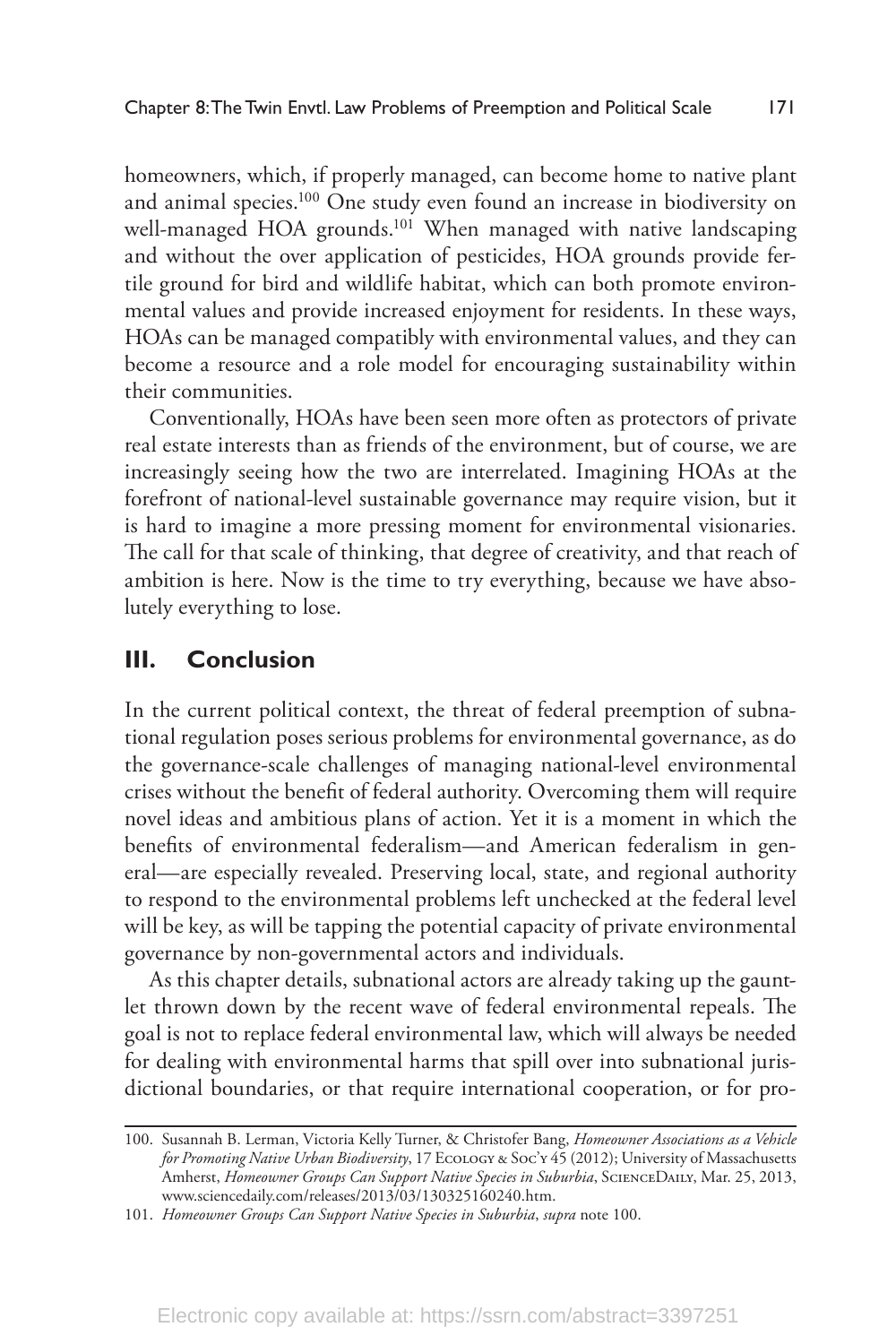homeowners, which, if properly managed, can become home to native plant and animal species.[100] One study even found an increase in biodiversity on well-managed HOA grounds.[101] When managed with native landscaping and without the over application of pesticides, HOA grounds provide fertile ground for bird and wildlife habitat, which can both promote environmental values and provide increased enjoyment for residents. In these ways, HOAs can be managed compatibly with environmental values, and they can become a resource and a role model for encouraging sustainability within their communities.

Conventionally, HOAs have been seen more often as protectors of private real estate interests than as friends of the environment, but of course, we are increasingly seeing how the two are interrelated. Imagining HOAs at the forefront of national-level sustainable governance may require vision, but it is hard to imagine a more pressing moment for environmental visionaries. The call for that scale of thinking, that degree of creativity, and that reach of ambition is here. Now is the time to try everything, because we have absolutely everything to lose.

## III. Conclusion

In the current political context, the threat of federal preemption of subnational regulation poses serious problems for environmental governance, as do the governance-scale challenges of managing national-level environmental crises without the benefit of federal authority. Overcoming them will require novel ideas and ambitious plans of action. Yet it is a moment in which the benefits of environmental federalism—and American federalism in general—are especially revealed. Preserving local, state, and regional authority to respond to the environmental problems left unchecked at the federal level will be key, as will be tapping the potential capacity of private environmental governance by non-governmental actors and individuals.

As this chapter details, subnational actors are already taking up the gauntlet thrown down by the recent wave of federal environmental repeals. The goal is not to replace federal environmental law, which will always be needed for dealing with environmental harms that spill over into subnational jurisdictional boundaries, or that require international cooperation, or for pro-

---

100. Susannah B. Lerman, Victoria Kelly Turner, & Christofer Bang, *Homeowner Associations as a Vehicle for Promoting Native Urban Biodiversity*, 17 Ecology & Soc'y 45 (2012); University of Massachusetts Amherst, *Homeowner Groups Can Support Native Species in Suburbia*, ScienceDaily, Mar. 25, 2013, www.sciencedaily.com/releases/2013/03/130325160240.htm.

101. *Homeowner Groups Can Support Native Species in Suburbia*, *supra* note 100.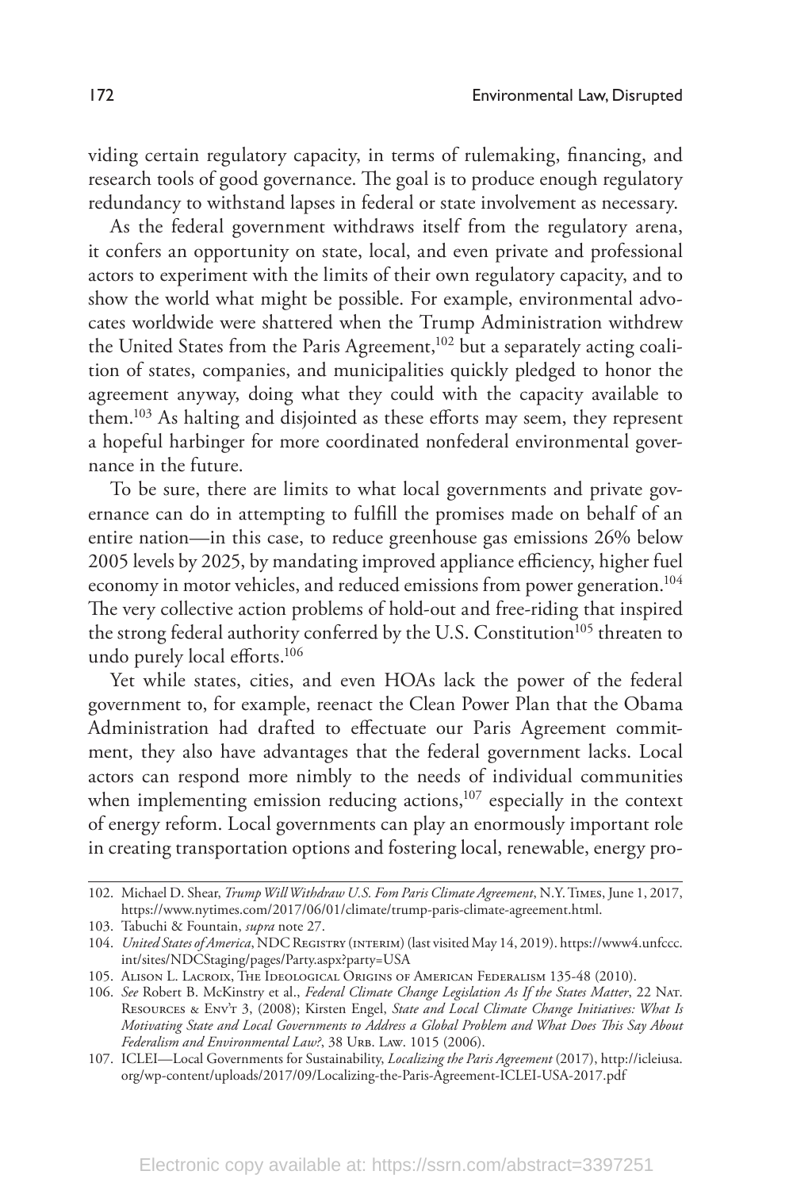viding certain regulatory capacity, in terms of rulemaking, financing, and research tools of good governance. The goal is to produce enough regulatory redundancy to withstand lapses in federal or state involvement as necessary.

As the federal government withdraws itself from the regulatory arena, it confers an opportunity on state, local, and even private and professional actors to experiment with the limits of their own regulatory capacity, and to show the world what might be possible. For example, environmental advocates worldwide were shattered when the Trump Administration withdrew the United States from the Paris Agreement,[102] but a separately acting coalition of states, companies, and municipalities quickly pledged to honor the agreement anyway, doing what they could with the capacity available to them.[103] As halting and disjointed as these efforts may seem, they represent a hopeful harbinger for more coordinated nonfederal environmental governance in the future.

To be sure, there are limits to what local governments and private governance can do in attempting to fulfill the promises made on behalf of an entire nation—in this case, to reduce greenhouse gas emissions 26% below 2005 levels by 2025, by mandating improved appliance efficiency, higher fuel economy in motor vehicles, and reduced emissions from power generation.[104] The very collective action problems of hold-out and free-riding that inspired the strong federal authority conferred by the U.S. Constitution[105] threaten to undo purely local efforts.[106]

Yet while states, cities, and even HOAs lack the power of the federal government to, for example, reenact the Clean Power Plan that the Obama Administration had drafted to effectuate our Paris Agreement commitment, they also have advantages that the federal government lacks. Local actors can respond more nimbly to the needs of individual communities when implementing emission reducing actions,[107] especially in the context of energy reform. Local governments can play an enormously important role in creating transportation options and fostering local, renewable, energy pro-

---

102. Michael D. Shear, *Trump Will Withdraw U.S. Fom Paris Climate Agreement*, N.Y. Times, June 1, 2017, https://www.nytimes.com/2017/06/01/climate/trump-paris-climate-agreement.html.

103. Tabuchi & Fountain, *supra* note 27.

104. *United States of America*, NDC Registry (interim) (last visited May 14, 2019). https://www4.unfccc.int/sites/NDCStaging/pages/Party.aspx?party=USA

105. Alison L. Lacroix, The Ideological Origins of American Federalism 135-48 (2010).

106. *See* Robert B. McKinstry et al., *Federal Climate Change Legislation As If the States Matter*, 22 Nat. Resources & Env't 3, (2008); Kirsten Engel, *State and Local Climate Change Initiatives: What Is Motivating State and Local Governments to Address a Global Problem and What Does This Say About Federalism and Environmental Law?*, 38 Urb. Law. 1015 (2006).

107. ICLEI—Local Governments for Sustainability, *Localizing the Paris Agreement* (2017), http://icleiusa.org/wp-content/uploads/2017/09/Localizing-the-Paris-Agreement-ICLEI-USA-2017.pdf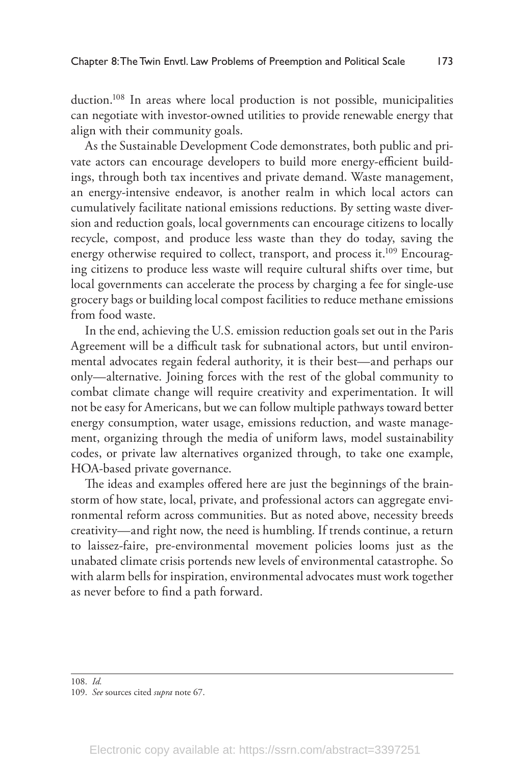duction.[108] In areas where local production is not possible, municipalities can negotiate with investor-owned utilities to provide renewable energy that align with their community goals.

As the Sustainable Development Code demonstrates, both public and private actors can encourage developers to build more energy-efficient buildings, through both tax incentives and private demand. Waste management, an energy-intensive endeavor, is another realm in which local actors can cumulatively facilitate national emissions reductions. By setting waste diversion and reduction goals, local governments can encourage citizens to locally recycle, compost, and produce less waste than they do today, saving the energy otherwise required to collect, transport, and process it.[109] Encouraging citizens to produce less waste will require cultural shifts over time, but local governments can accelerate the process by charging a fee for single-use grocery bags or building local compost facilities to reduce methane emissions from food waste.

In the end, achieving the U.S. emission reduction goals set out in the Paris Agreement will be a difficult task for subnational actors, but until environmental advocates regain federal authority, it is their best—and perhaps our only—alternative. Joining forces with the rest of the global community to combat climate change will require creativity and experimentation. It will not be easy for Americans, but we can follow multiple pathways toward better energy consumption, water usage, emissions reduction, and waste management, organizing through the media of uniform laws, model sustainability codes, or private law alternatives organized through, to take one example, HOA-based private governance.

The ideas and examples offered here are just the beginnings of the brainstorm of how state, local, private, and professional actors can aggregate environmental reform across communities. But as noted above, necessity breeds creativity—and right now, the need is humbling. If trends continue, a return to laissez-faire, pre-environmental movement policies looms just as the unabated climate crisis portends new levels of environmental catastrophe. So with alarm bells for inspiration, environmental advocates must work together as never before to find a path forward.

---

108. *Id.*

109. *See* sources cited *supra* note 67.

Electronic copy available at: https://ssrn.com/abstract=3397251